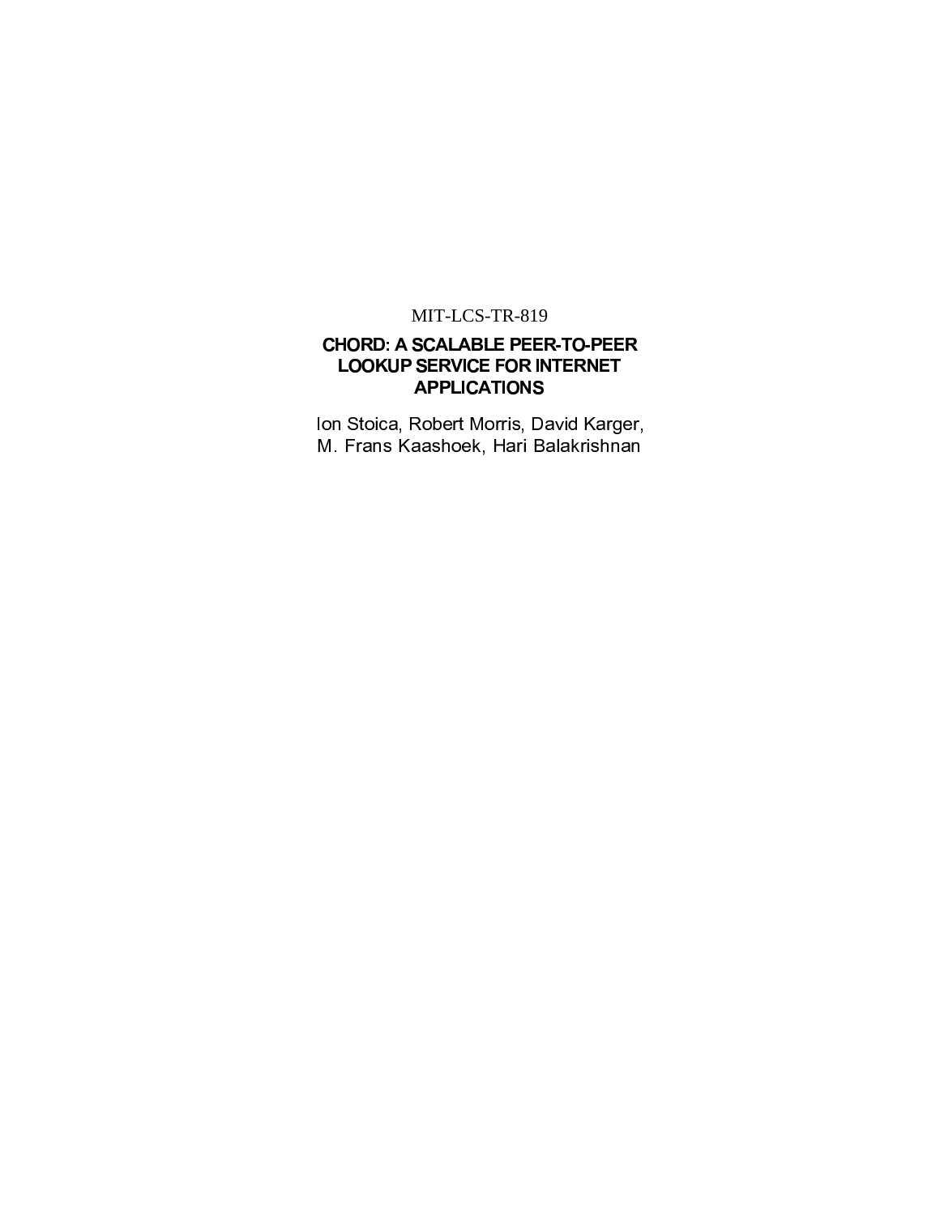MIT-LCS-TR-819

# CHORD: A SCALABLE PEER-TO-PEER LOOKUP SERVICE FOR INTERNET APPLICATIONS

Ion Stoica, Robert Morris, David Karger, M. Frans Kaashoek, Hari Balakrishnan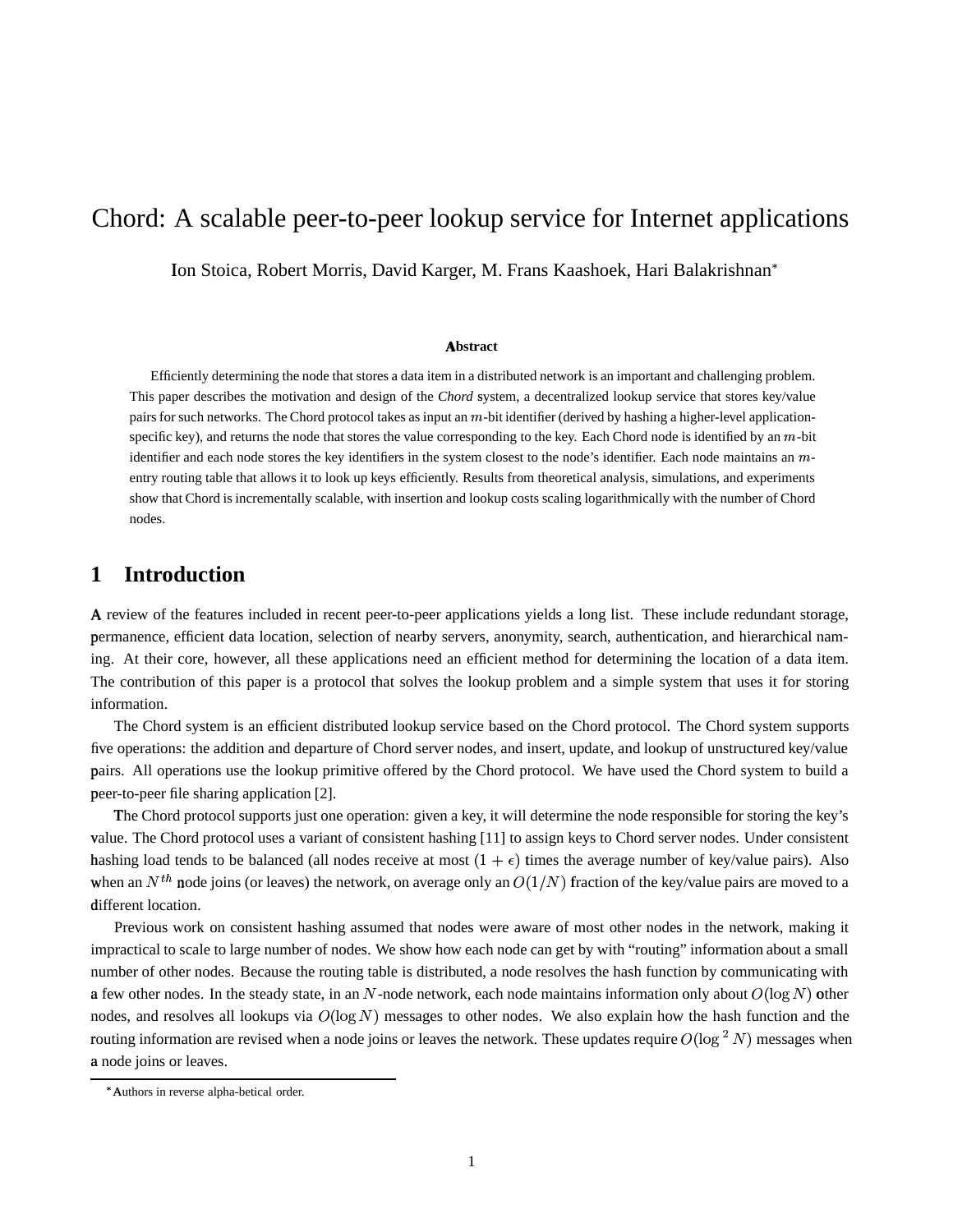# Chord: A scalable peer-to-peer lookup service for Internet applications

Ion Stoica, Robert Morris, David Karger, M. Frans Kaashoek, Hari Balakrishnan*

### Abstract

Efficiently determining the node that stores a data item in a distributed network is an important and challenging problem. This paper describes the motivation and design of the *Chord* system, a decentralized lookup service that stores key/value pairs for such networks. The Chord protocol takes as input an $m$-bit identifier (derived by hashing a higher-level application-specific key), and returns the node that stores the value corresponding to the key. Each Chord node is identified by an $m$-bit identifier and each node stores the key identifiers in the system closest to the node's identifier. Each node maintains an $m$-entry routing table that allows it to look up keys efficiently. Results from theoretical analysis, simulations, and experiments show that Chord is incrementally scalable, with insertion and lookup costs scaling logarithmically with the number of Chord nodes.

## 1 Introduction

A review of the features included in recent peer-to-peer applications yields a long list. These include redundant storage, permanence, efficient data location, selection of nearby servers, anonymity, search, authentication, and hierarchical naming. At their core, however, all these applications need an efficient method for determining the location of a data item. The contribution of this paper is a protocol that solves the lookup problem and a simple system that uses it for storing information.

The Chord system is an efficient distributed lookup service based on the Chord protocol. The Chord system supports five operations: the addition and departure of Chord server nodes, and insert, update, and lookup of unstructured key/value pairs. All operations use the lookup primitive offered by the Chord protocol. We have used the Chord system to build a peer-to-peer file sharing application [2].

The Chord protocol supports just one operation: given a key, it will determine the node responsible for storing the key's value. The Chord protocol uses a variant of consistent hashing [11] to assign keys to Chord server nodes. Under consistent hashing load tends to be balanced (all nodes receive at most $(1+\epsilon)$ times the average number of key/value pairs). Also when an $N^{th}$ node joins (or leaves) the network, on average only an $O(1/N)$ fraction of the key/value pairs are moved to a different location.

Previous work on consistent hashing assumed that nodes were aware of most other nodes in the network, making it impractical to scale to large number of nodes. We show how each node can get by with "routing" information about a small number of other nodes. Because the routing table is distributed, a node resolves the hash function by communicating with a few other nodes. In the steady state, in an $N$-node network, each node maintains information only about $O(\log N)$ other nodes, and resolves all lookups via $O(\log N)$ messages to other nodes. We also explain how the hash function and the routing information are revised when a node joins or leaves the network. These updates require $O(\log^2 N)$ messages when a node joins or leaves.

*Authors in reverse alpha-betical order.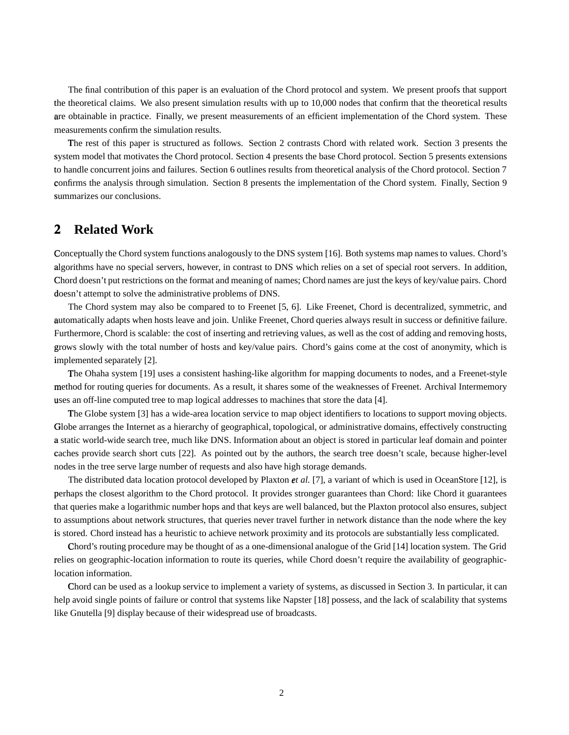The final contribution of this paper is an evaluation of the Chord protocol and system. We present proofs that support the theoretical claims. We also present simulation results with up to 10,000 nodes that confirm that the theoretical results are obtainable in practice. Finally, we present measurements of an efficient implementation of the Chord system. These measurements confirm the simulation results.

The rest of this paper is structured as follows. Section 2 contrasts Chord with related work. Section 3 presents the system model that motivates the Chord protocol. Section 4 presents the base Chord protocol. Section 5 presents extensions to handle concurrent joins and failures. Section 6 outlines results from theoretical analysis of the Chord protocol. Section 7 confirms the analysis through simulation. Section 8 presents the implementation of the Chord system. Finally, Section 9 summarizes our conclusions.

## 2 Related Work

Conceptually the Chord system functions analogously to the DNS system [16]. Both systems map names to values. Chord's algorithms have no special servers, however, in contrast to DNS which relies on a set of special root servers. In addition, Chord doesn't put restrictions on the format and meaning of names; Chord names are just the keys of key/value pairs. Chord doesn't attempt to solve the administrative problems of DNS.

The Chord system may also be compared to to Freenet [5, 6]. Like Freenet, Chord is decentralized, symmetric, and automatically adapts when hosts leave and join. Unlike Freenet, Chord queries always result in success or definitive failure. Furthermore, Chord is scalable: the cost of inserting and retrieving values, as well as the cost of adding and removing hosts, grows slowly with the total number of hosts and key/value pairs. Chord's gains come at the cost of anonymity, which is implemented separately [2].

The Ohaha system [19] uses a consistent hashing-like algorithm for mapping documents to nodes, and a Freenet-style method for routing queries for documents. As a result, it shares some of the weaknesses of Freenet. Archival Intermemory uses an off-line computed tree to map logical addresses to machines that store the data [4].

The Globe system [3] has a wide-area location service to map object identifiers to locations to support moving objects. Globe arranges the Internet as a hierarchy of geographical, topological, or administrative domains, effectively constructing a static world-wide search tree, much like DNS. Information about an object is stored in particular leaf domain and pointer caches provide search short cuts [22]. As pointed out by the authors, the search tree doesn't scale, because higher-level nodes in the tree serve large number of requests and also have high storage demands.

The distributed data location protocol developed by Plaxton *et al.* [7], a variant of which is used in OceanStore [12], is perhaps the closest algorithm to the Chord protocol. It provides stronger guarantees than Chord: like Chord it guarantees that queries make a logarithmic number hops and that keys are well balanced, but the Plaxton protocol also ensures, subject to assumptions about network structures, that queries never travel further in network distance than the node where the key is stored. Chord instead has a heuristic to achieve network proximity and its protocols are substantially less complicated.

Chord's routing procedure may be thought of as a one-dimensional analogue of the Grid [14] location system. The Grid relies on geographic-location information to route its queries, while Chord doesn't require the availability of geographic-location information.

Chord can be used as a lookup service to implement a variety of systems, as discussed in Section 3. In particular, it can help avoid single points of failure or control that systems like Napster [18] possess, and the lack of scalability that systems like Gnutella [9] display because of their widespread use of broadcasts.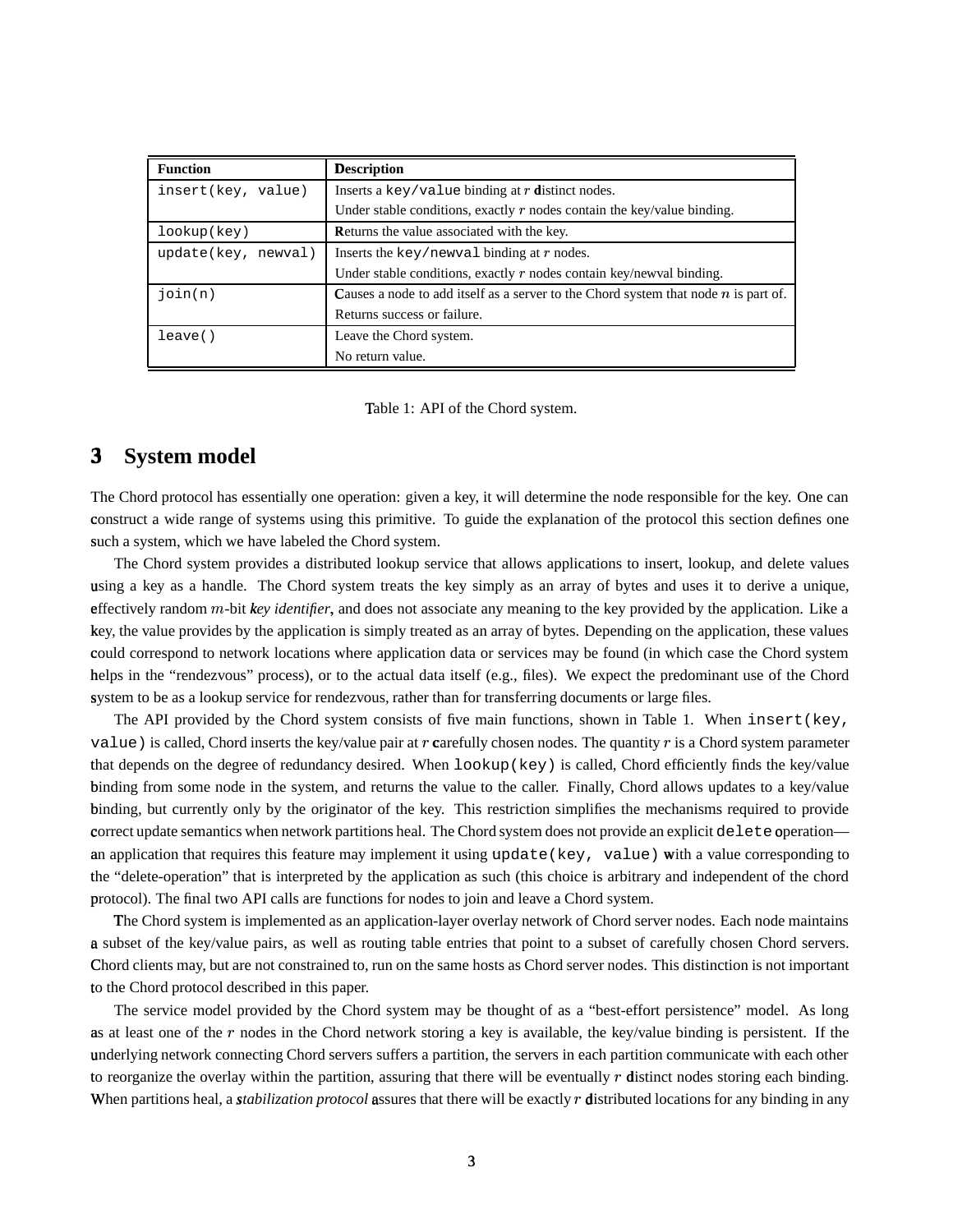| Function | Description |
|---|---|
| `insert(key, value)` | Inserts a `key/value` binding at $r$ distinct nodes.<br>Under stable conditions, exactly $r$ nodes contain the key/value binding. |
| `lookup(key)` | Returns the value associated with the key. |
| `update(key, newval)` | Inserts the `key/newval` binding at $r$ nodes.<br>Under stable conditions, exactly $r$ nodes contain key/newval binding. |
| `join(n)` | Causes a node to add itself as a server to the Chord system that node $n$ is part of.<br>Returns success or failure. |
| `leave()` | Leave the Chord system.<br>No return value. |

Table 1: API of the Chord system.

## 3 System model

The Chord protocol has essentially one operation: given a key, it will determine the node responsible for the key. One can construct a wide range of systems using this primitive. To guide the explanation of the protocol this section defines one such a system, which we have labeled the Chord system.

The Chord system provides a distributed lookup service that allows applications to insert, lookup, and delete values using a key as a handle. The Chord system treats the key simply as an array of bytes and uses it to derive a unique, effectively random $m$-bit *key identifier*, and does not associate any meaning to the key provided by the application. Like a key, the value provides by the application is simply treated as an array of bytes. Depending on the application, these values could correspond to network locations where application data or services may be found (in which case the Chord system helps in the "rendezvous" process), or to the actual data itself (e.g., files). We expect the predominant use of the Chord system to be as a lookup service for rendezvous, rather than for transferring documents or large files.

The API provided by the Chord system consists of five main functions, shown in Table 1. When `insert(key, value)` is called, Chord inserts the key/value pair at $r$ carefully chosen nodes. The quantity $r$ is a Chord system parameter that depends on the degree of redundancy desired. When `lookup(key)` is called, Chord efficiently finds the key/value binding from some node in the system, and returns the value to the caller. Finally, Chord allows updates to a key/value binding, but currently only by the originator of the key. This restriction simplifies the mechanisms required to provide correct update semantics when network partitions heal. The Chord system does not provide an explicit `delete` operation—an application that requires this feature may implement it using `update(key, value)` with a value corresponding to the "delete-operation" that is interpreted by the application as such (this choice is arbitrary and independent of the chord protocol). The final two API calls are functions for nodes to join and leave a Chord system.

The Chord system is implemented as an application-layer overlay network of Chord server nodes. Each node maintains a subset of the key/value pairs, as well as routing table entries that point to a subset of carefully chosen Chord servers. Chord clients may, but are not constrained to, run on the same hosts as Chord server nodes. This distinction is not important to the Chord protocol described in this paper.

The service model provided by the Chord system may be thought of as a "best-effort persistence" model. As long as at least one of the $r$ nodes in the Chord network storing a key is available, the key/value binding is persistent. If the underlying network connecting Chord servers suffers a partition, the servers in each partition communicate with each other to reorganize the overlay within the partition, assuring that there will be eventually $r$ distinct nodes storing each binding. When partitions heal, a *stabilization protocol* assures that there will be exactly $r$ distributed locations for any binding in any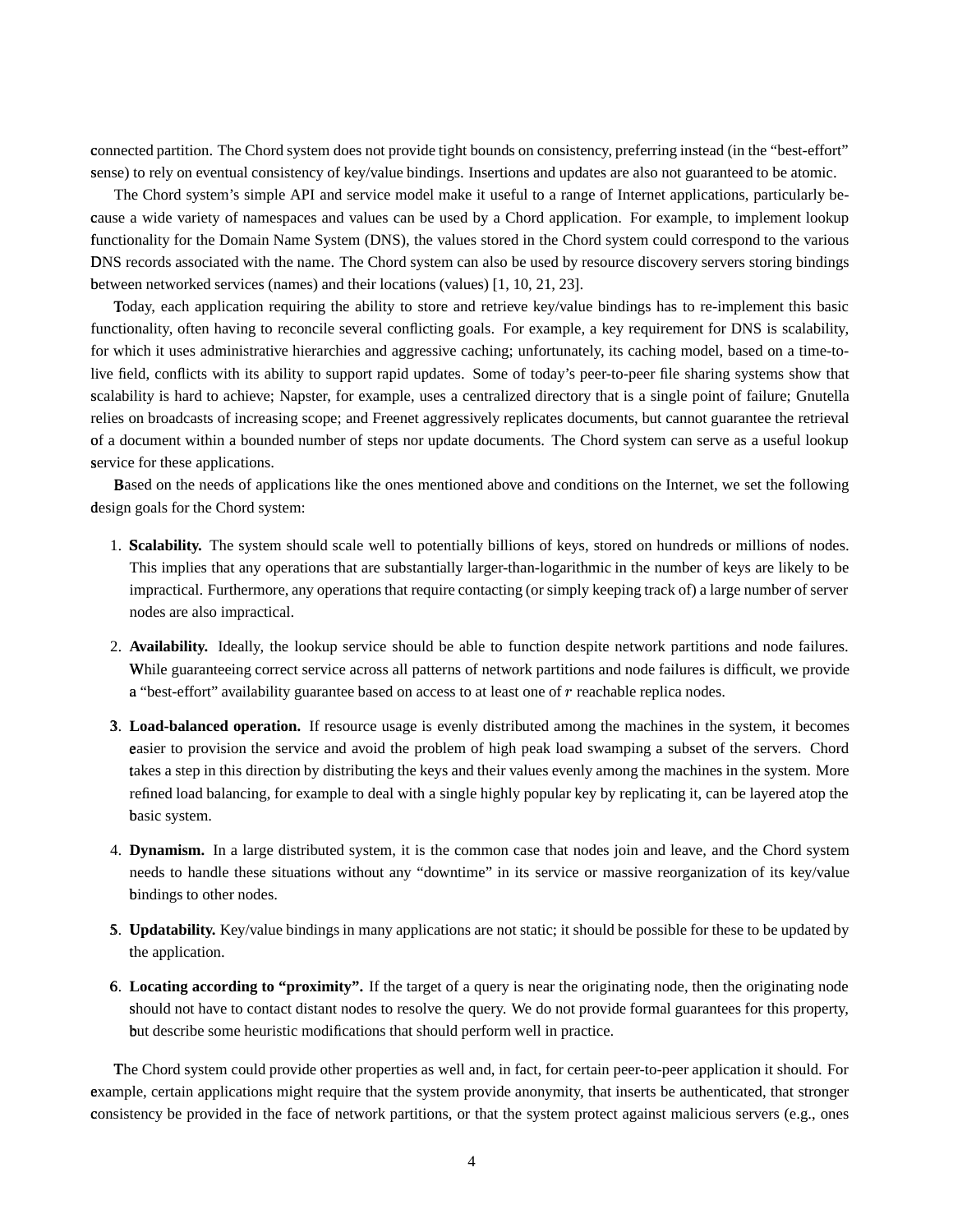connected partition. The Chord system does not provide tight bounds on consistency, preferring instead (in the "best-effort" sense) to rely on eventual consistency of key/value bindings. Insertions and updates are also not guaranteed to be atomic.

The Chord system's simple API and service model make it useful to a range of Internet applications, particularly because a wide variety of namespaces and values can be used by a Chord application. For example, to implement lookup functionality for the Domain Name System (DNS), the values stored in the Chord system could correspond to the various DNS records associated with the name. The Chord system can also be used by resource discovery servers storing bindings between networked services (names) and their locations (values) [1, 10, 21, 23].

Today, each application requiring the ability to store and retrieve key/value bindings has to re-implement this basic functionality, often having to reconcile several conflicting goals. For example, a key requirement for DNS is scalability, for which it uses administrative hierarchies and aggressive caching; unfortunately, its caching model, based on a time-to-live field, conflicts with its ability to support rapid updates. Some of today's peer-to-peer file sharing systems show that scalability is hard to achieve; Napster, for example, uses a centralized directory that is a single point of failure; Gnutella relies on broadcasts of increasing scope; and Freenet aggressively replicates documents, but cannot guarantee the retrieval of a document within a bounded number of steps nor update documents. The Chord system can serve as a useful lookup service for these applications.

Based on the needs of applications like the ones mentioned above and conditions on the Internet, we set the following design goals for the Chord system:

1. **Scalability.** The system should scale well to potentially billions of keys, stored on hundreds or millions of nodes. This implies that any operations that are substantially larger-than-logarithmic in the number of keys are likely to be impractical. Furthermore, any operations that require contacting (or simply keeping track of) a large number of server nodes are also impractical.

2. **Availability.** Ideally, the lookup service should be able to function despite network partitions and node failures. While guaranteeing correct service across all patterns of network partitions and node failures is difficult, we provide a "best-effort" availability guarantee based on access to at least one of $r$ reachable replica nodes.

3. **Load-balanced operation.** If resource usage is evenly distributed among the machines in the system, it becomes easier to provision the service and avoid the problem of high peak load swamping a subset of the servers. Chord takes a step in this direction by distributing the keys and their values evenly among the machines in the system. More refined load balancing, for example to deal with a single highly popular key by replicating it, can be layered atop the basic system.

4. **Dynamism.** In a large distributed system, it is the common case that nodes join and leave, and the Chord system needs to handle these situations without any "downtime" in its service or massive reorganization of its key/value bindings to other nodes.

5. **Updatability.** Key/value bindings in many applications are not static; it should be possible for these to be updated by the application.

6. **Locating according to "proximity".** If the target of a query is near the originating node, then the originating node should not have to contact distant nodes to resolve the query. We do not provide formal guarantees for this property, but describe some heuristic modifications that should perform well in practice.

The Chord system could provide other properties as well and, in fact, for certain peer-to-peer application it should. For example, certain applications might require that the system provide anonymity, that inserts be authenticated, that stronger consistency be provided in the face of network partitions, or that the system protect against malicious servers (e.g., ones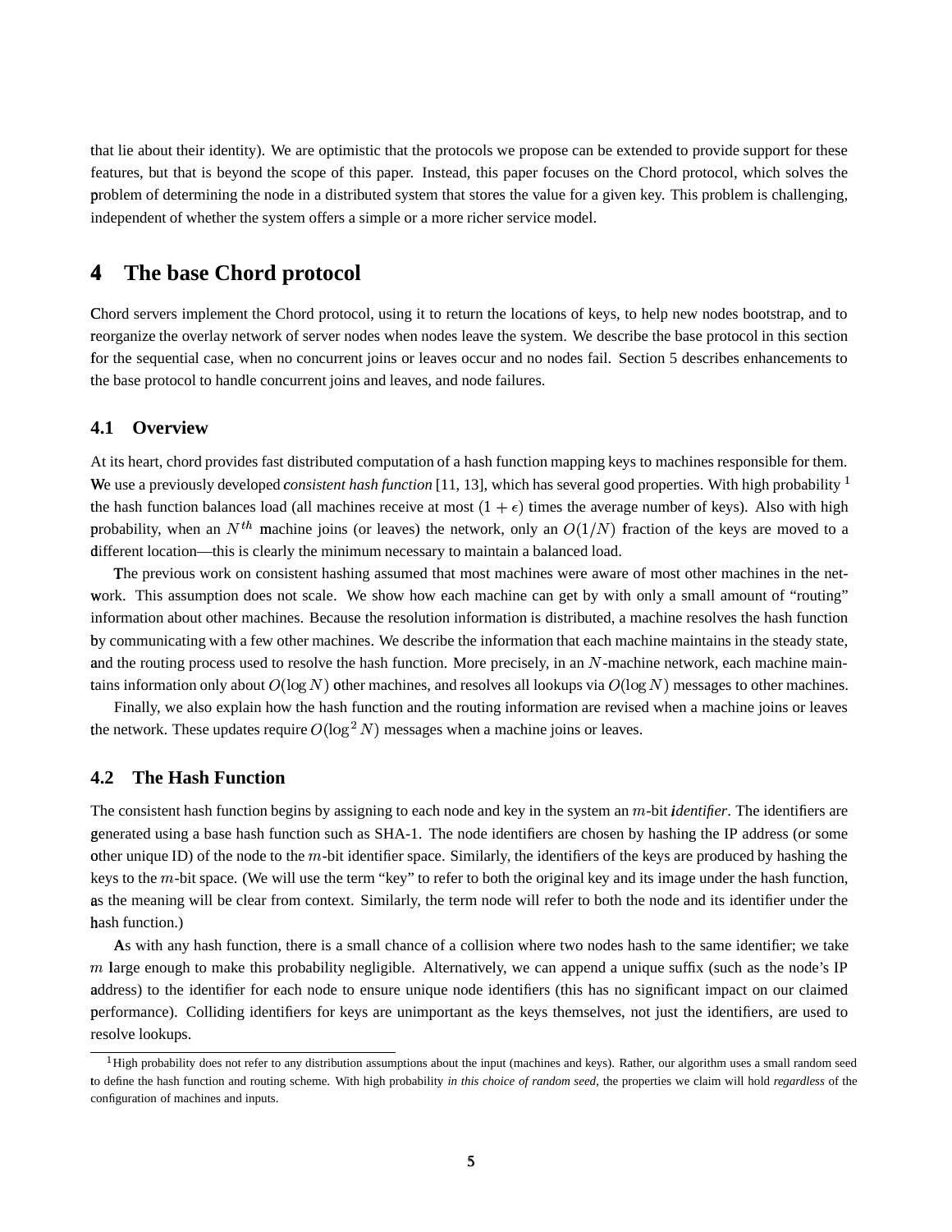that lie about their identity). We are optimistic that the protocols we propose can be extended to provide support for these features, but that is beyond the scope of this paper. Instead, this paper focuses on the Chord protocol, which solves the problem of determining the node in a distributed system that stores the value for a given key. This problem is challenging, independent of whether the system offers a simple or a more richer service model.

# 4 The base Chord protocol

Chord servers implement the Chord protocol, using it to return the locations of keys, to help new nodes bootstrap, and to reorganize the overlay network of server nodes when nodes leave the system. We describe the base protocol in this section for the sequential case, when no concurrent joins or leaves occur and no nodes fail. Section 5 describes enhancements to the base protocol to handle concurrent joins and leaves, and node failures.

## 4.1 Overview

At its heart, chord provides fast distributed computation of a hash function mapping keys to machines responsible for them. We use a previously developed *consistent hash function* [11, 13], which has several good properties. With high probability [1] the hash function balances load (all machines receive at most $(1 + \epsilon)$ times the average number of keys). Also with high probability, when an $N^{th}$ machine joins (or leaves) the network, only an $O(1/N)$ fraction of the keys are moved to a different location—this is clearly the minimum necessary to maintain a balanced load.

The previous work on consistent hashing assumed that most machines were aware of most other machines in the network. This assumption does not scale. We show how each machine can get by with only a small amount of "routing" information about other machines. Because the resolution information is distributed, a machine resolves the hash function by communicating with a few other machines. We describe the information that each machine maintains in the steady state, and the routing process used to resolve the hash function. More precisely, in an $N$-machine network, each machine maintains information only about $O(\log N)$ other machines, and resolves all lookups via $O(\log N)$ messages to other machines.

Finally, we also explain how the hash function and the routing information are revised when a machine joins or leaves the network. These updates require $O(\log^2 N)$ messages when a machine joins or leaves.

## 4.2 The Hash Function

The consistent hash function begins by assigning to each node and key in the system an $m$-bit *identifier*. The identifiers are generated using a base hash function such as SHA-1. The node identifiers are chosen by hashing the IP address (or some other unique ID) of the node to the $m$-bit identifier space. Similarly, the identifiers of the keys are produced by hashing the keys to the $m$-bit space. (We will use the term "key" to refer to both the original key and its image under the hash function, as the meaning will be clear from context. Similarly, the term node will refer to both the node and its identifier under the hash function.)

As with any hash function, there is a small chance of a collision where two nodes hash to the same identifier; we take $m$ large enough to make this probability negligible. Alternatively, we can append a unique suffix (such as the node's IP address) to the identifier for each node to ensure unique node identifiers (this has no significant impact on our claimed performance). Colliding identifiers for keys are unimportant as the keys themselves, not just the identifiers, are used to resolve lookups.

[1] High probability does not refer to any distribution assumptions about the input (machines and keys). Rather, our algorithm uses a small random seed to define the hash function and routing scheme. With high probability *in this choice of random seed*, the properties we claim will hold *regardless* of the configuration of machines and inputs.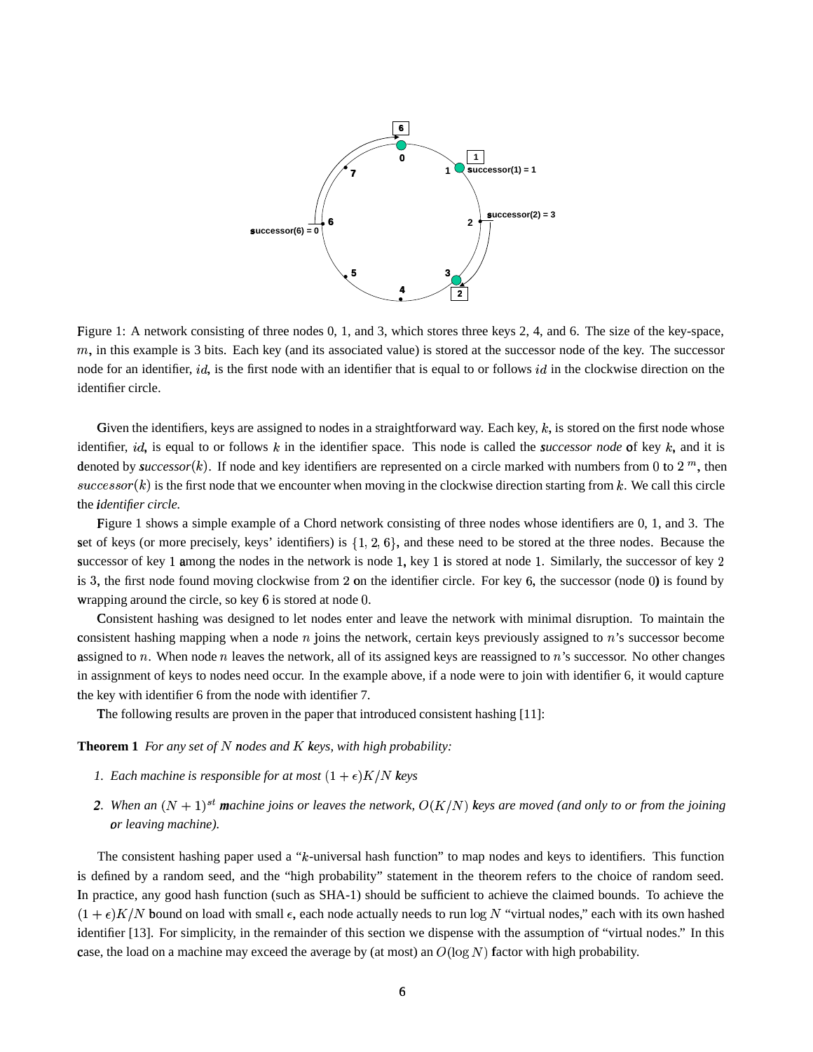Figure 1: A network consisting of three nodes 0, 1, and 3, which stores three keys 2, 4, and 6. The size of the key-space, $m$, in this example is 3 bits. Each key (and its associated value) is stored at the successor node of the key. The successor node for an identifier, $id$, is the first node with an identifier that is equal to or follows $id$ in the clockwise direction on the identifier circle.

Given the identifiers, keys are assigned to nodes in a straightforward way. Each key, $k$, is stored on the first node whose identifier, $id$, is equal to or follows $k$ in the identifier space. This node is called the *successor node* of key $k$, and it is denoted by *successor*$(k)$. If node and key identifiers are represented on a circle marked with numbers from $0$ to $2^{m}$, then $successor(k)$ is the first node that we encounter when moving in the clockwise direction starting from $k$. We call this circle the *identifier circle.*

Figure 1 shows a simple example of a Chord network consisting of three nodes whose identifiers are 0, 1, and 3. The set of keys (or more precisely, keys' identifiers) is $\{1, 2, 6\}$, and these need to be stored at the three nodes. Because the successor of key $1$ among the nodes in the network is node $1$, key $1$ is stored at node $1$. Similarly, the successor of key $2$ is $3$, the first node found moving clockwise from $2$ on the identifier circle. For key $6$, the successor (node $0$) is found by wrapping around the circle, so key $6$ is stored at node $0$.

Consistent hashing was designed to let nodes enter and leave the network with minimal disruption. To maintain the consistent hashing mapping when a node $n$ joins the network, certain keys previously assigned to $n$'s successor become assigned to $n$. When node $n$ leaves the network, all of its assigned keys are reassigned to $n$'s successor. No other changes in assignment of keys to nodes need occur. In the example above, if a node were to join with identifier 6, it would capture the key with identifier 6 from the node with identifier 7.

The following results are proven in the paper that introduced consistent hashing [11]:

**Theorem 1** *For any set of $N$ nodes and $K$ keys, with high probability:*

1. *Each machine is responsible for at most $(1+\epsilon)K/N$ keys*
2. *When an $(N+1)^{st}$ machine joins or leaves the network, $O(K/N)$ keys are moved (and only to or from the joining or leaving machine).*

The consistent hashing paper used a "$k$-universal hash function" to map nodes and keys to identifiers. This function is defined by a random seed, and the "high probability" statement in the theorem refers to the choice of random seed. In practice, any good hash function (such as SHA-1) should be sufficient to achieve the claimed bounds. To achieve the $(1+\epsilon)K/N$ bound on load with small $\epsilon$, each node actually needs to run $\log N$ "virtual nodes," each with its own hashed identifier [13]. For simplicity, in the remainder of this section we dispense with the assumption of "virtual nodes." In this case, the load on a machine may exceed the average by (at most) an $O(\log N)$ factor with high probability.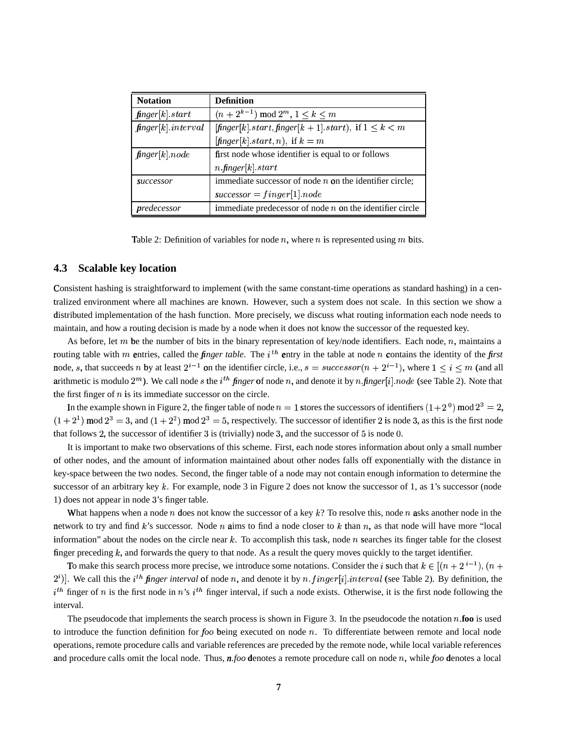| Notation | Definition |
|---|---|
| *finger*$[k].start$ | $(n + 2^{k-1}) \bmod 2^m$, $1 \leq k \leq m$ |
| *finger*$[k].interval$ | $[$*finger*$[k].start,$ *finger*$[k+1].start)$, if $1 \leq k < m$ |
| | $[$*finger*$[k].start, n)$, if $k = m$ |
| *finger*$[k].node$ | first node whose identifier is equal to or follows |
| | $n.$*finger*$[k].start$ |
| *successor* | immediate successor of node $n$ on the identifier circle; |
| | *successor* $= finger[1].node$ |
| *predecessor* | immediate predecessor of node $n$ on the identifier circle |

Table 2: Definition of variables for node $n$, where $n$ is represented using $m$ bits.

### 4.3 Scalable key location

Consistent hashing is straightforward to implement (with the same constant-time operations as standard hashing) in a centralized environment where all machines are known. However, such a system does not scale. In this section we show a distributed implementation of the hash function. More precisely, we discuss what routing information each node needs to maintain, and how a routing decision is made by a node when it does not know the successor of the requested key.

As before, let $m$ be the number of bits in the binary representation of key/node identifiers. Each node, $n$, maintains a routing table with $m$ entries, called the *finger table*. The $i^{th}$ entry in the table at node $n$ contains the identity of the *first* node, $s$, that succeeds $n$ by at least $2^{i-1}$ on the identifier circle, i.e., $s = successor(n + 2^{i-1})$, where $1 \leq i \leq m$ (and all arithmetic is modulo $2^m$). We call node $s$ the $i^{th}$ *finger* of node $n$, and denote it by $n.$*finger*$[i].node$ (see Table 2). Note that the first finger of $n$ is its immediate successor on the circle.

In the example shown in Figure 2, the finger table of node $n = 1$ stores the successors of identifiers $(1+2^0) \bmod 2^3 = 2$, $(1+2^1) \bmod 2^3 = 3$, and $(1+2^2) \bmod 2^3 = 5$, respectively. The successor of identifier $2$ is node $3$, as this is the first node that follows $2$, the successor of identifier $3$ is (trivially) node $3$, and the successor of $5$ is node $0$.

It is important to make two observations of this scheme. First, each node stores information about only a small number of other nodes, and the amount of information maintained about other nodes falls off exponentially with the distance in key-space between the two nodes. Second, the finger table of a node may not contain enough information to determine the successor of an arbitrary key $k$. For example, node 3 in Figure 2 does not know the successor of 1, as 1's successor (node 1) does not appear in node 3's finger table.

What happens when a node $n$ does not know the successor of a key $k$? To resolve this, node $n$ asks another node in the network to try and find $k$'s successor. Node $n$ aims to find a node closer to $k$ than $n$, as that node will have more "local information" about the nodes on the circle near $k$. To accomplish this task, node $n$ searches its finger table for the closest finger preceding $k$, and forwards the query to that node. As a result the query moves quickly to the target identifier.

To make this search process more precise, we introduce some notations. Consider the $i$ such that $k \in [(n + 2^{i-1}), (n + 2^i)]$. We call this the $i^{th}$ *finger interval* of node $n$, and denote it by $n.finger[i].interval$ (see Table 2). By definition, the $i^{th}$ finger of $n$ is the first node in $n$'s $i^{th}$ finger interval, if such a node exists. Otherwise, it is the first node following the interval.

The pseudocode that implements the search process is shown in Figure 3. In the pseudocode the notation $n$.**foo** is used to introduce the function definition for *foo* being executed on node $n$. To differentiate between remote and local node operations, remote procedure calls and variable references are preceded by the remote node, while local variable references and procedure calls omit the local node. Thus, *n.foo* denotes a remote procedure call on node $n$, while *foo* denotes a local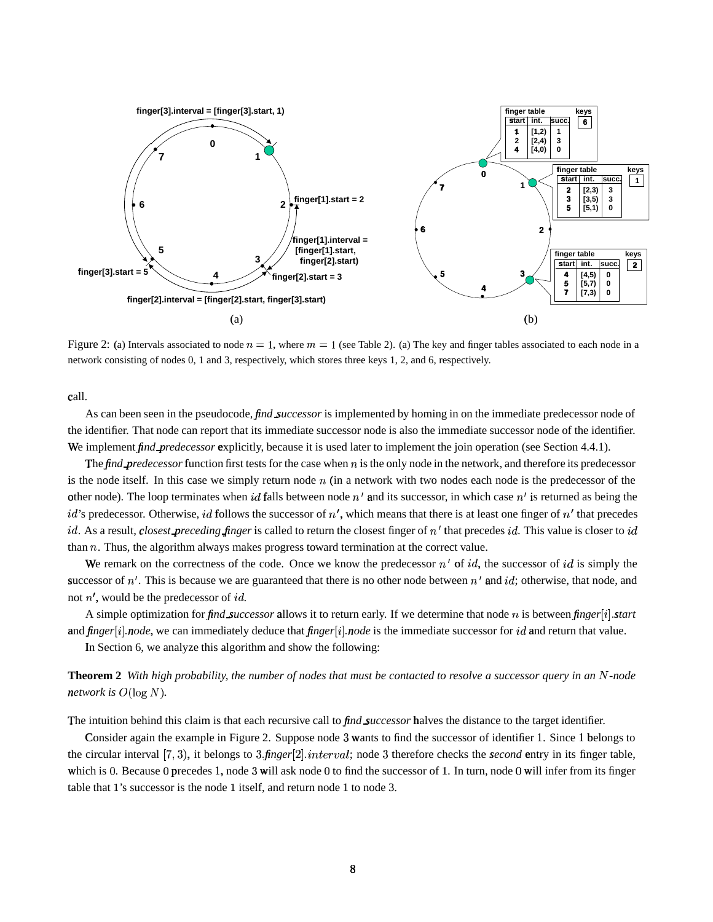Figure 2: (a) Intervals associated to node $n = 1$, where $m = 1$ (see Table 2). (a) The key and finger tables associated to each node in a network consisting of nodes 0, 1 and 3, respectively, which stores three keys 1, 2, and 6, respectively.

call.

As can been seen in the pseudocode, *find_successor* is implemented by homing in on the immediate predecessor node of the identifier. That node can report that its immediate successor node is also the immediate successor node of the identifier. We implement *find_predecessor* explicitly, because it is used later to implement the join operation (see Section 4.4.1).

The *find_predecessor* function first tests for the case when $n$ is the only node in the network, and therefore its predecessor is the node itself. In this case we simply return node $n$ (in a network with two nodes each node is the predecessor of the other node). The loop terminates when $id$ falls between node $n'$ and its successor, in which case $n'$ is returned as being the $id$'s predecessor. Otherwise, $id$ follows the successor of $n'$, which means that there is at least one finger of $n'$ that precedes $id$. As a result, *closest_preceding_finger* is called to return the closest finger of $n'$ that precedes $id$. This value is closer to $id$ than $n$. Thus, the algorithm always makes progress toward termination at the correct value.

We remark on the correctness of the code. Once we know the predecessor $n'$ of $id$, the successor of $id$ is simply the successor of $n'$. This is because we are guaranteed that there is no other node between $n'$ and $id$; otherwise, that node, and not $n'$, would be the predecessor of $id$.

A simple optimization for *find_successor* allows it to return early. If we determine that node $n$ is between *finger*$[i]$.*start* and *finger*$[i]$.*node*, we can immediately deduce that *finger*$[i]$.*node* is the immediate successor for $id$ and return that value.

In Section 6, we analyze this algorithm and show the following:

**Theorem 2** *With high probability, the number of nodes that must be contacted to resolve a successor query in an $N$-node network is $O(\log N)$.*

The intuition behind this claim is that each recursive call to *find_successor* halves the distance to the target identifier.

Consider again the example in Figure 2. Suppose node 3 wants to find the successor of identifier 1. Since 1 belongs to the circular interval $[7, 3)$, it belongs to 3.*finger*$[2]$.$interval$; node 3 therefore checks the *second* entry in its finger table, which is 0. Because 0 precedes 1, node 3 will ask node 0 to find the successor of 1. In turn, node 0 will infer from its finger table that 1's successor is the node 1 itself, and return node 1 to node 3.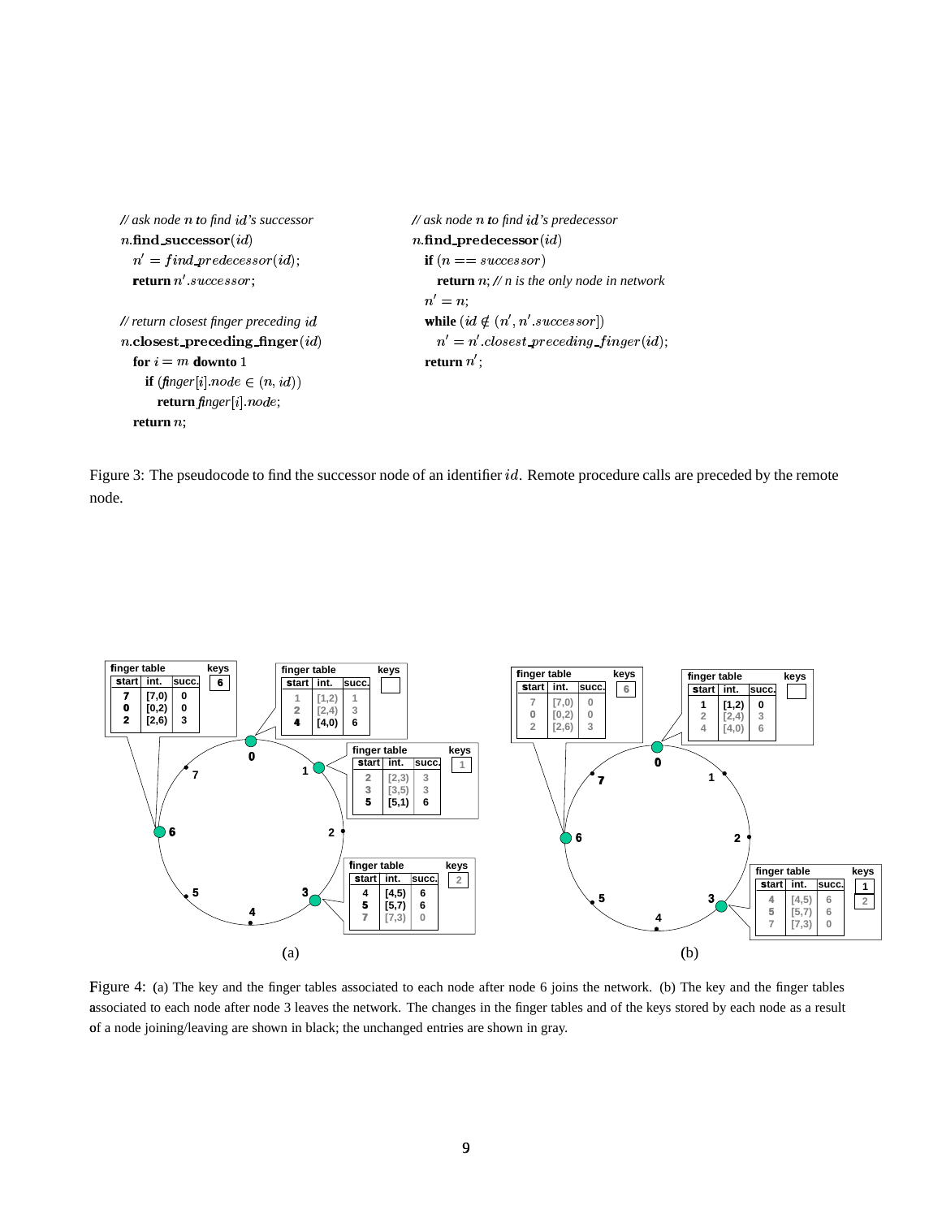```
// ask node n to find id's successor
n.find_successor(id)
  n' = find_predecessor(id);
  return n'.successor;

// return closest finger preceding id
n.closest_preceding_finger(id)
  for i = m downto 1
    if (finger[i].node ∈ (n, id))
      return finger[i].node;
  return n;
```

```
// ask node n to find id's predecessor
n.find_predecessor(id)
  if (n == successor)
    return n; // n is the only node in network
  n' = n;
  while (id ∉ (n', n'.successor])
    n' = n'.closest_preceding_finger(id);
  return n';
```

Figure 3: The pseudocode to find the successor node of an identifier $id$. Remote procedure calls are preceded by the remote node.

(a)

Node 0 — finger table (keys: none):

| start | int. | succ. |
|---|---|---|
| 1 | [1,2) | 1 |
| 2 | [2,4) | 3 |
| 4 | [4,0) | 6 |

Node 1 — finger table (keys: 1):

| start | int. | succ. |
|---|---|---|
| 2 | [2,3) | 3 |
| 3 | [3,5) | 3 |
| 5 | [5,1) | 6 |

Node 3 — finger table (keys: 2):

| start | int. | succ. |
|---|---|---|
| 4 | [4,5) | 6 |
| 5 | [5,7) | 6 |
| 7 | [7,3) | 0 |

Node 6 — finger table (keys: 6):

| start | int. | succ. |
|---|---|---|
| 7 | [7,0) | 0 |
| 0 | [0,2) | 0 |
| 2 | [2,6) | 3 |

(b)

Node 0 — finger table (keys: none):

| start | int. | succ. |
|---|---|---|
| 1 | [1,2) | 0 |
| 2 | [2,4) | 3 |
| 4 | [4,0) | 6 |

Node 3 — finger table (keys: 1, 2):

| start | int. | succ. |
|---|---|---|
| 4 | [4,5) | 6 |
| 5 | [5,7) | 6 |
| 7 | [7,3) | 0 |

Node 6 — finger table (keys: 6):

| start | int. | succ. |
|---|---|---|
| 7 | [7,0) | 0 |
| 0 | [0,2) | 0 |
| 2 | [2,6) | 3 |

Figure 4: (a) The key and the finger tables associated to each node after node 6 joins the network. (b) The key and the finger tables associated to each node after node 3 leaves the network. The changes in the finger tables and of the keys stored by each node as a result of a node joining/leaving are shown in black; the unchanged entries are shown in gray.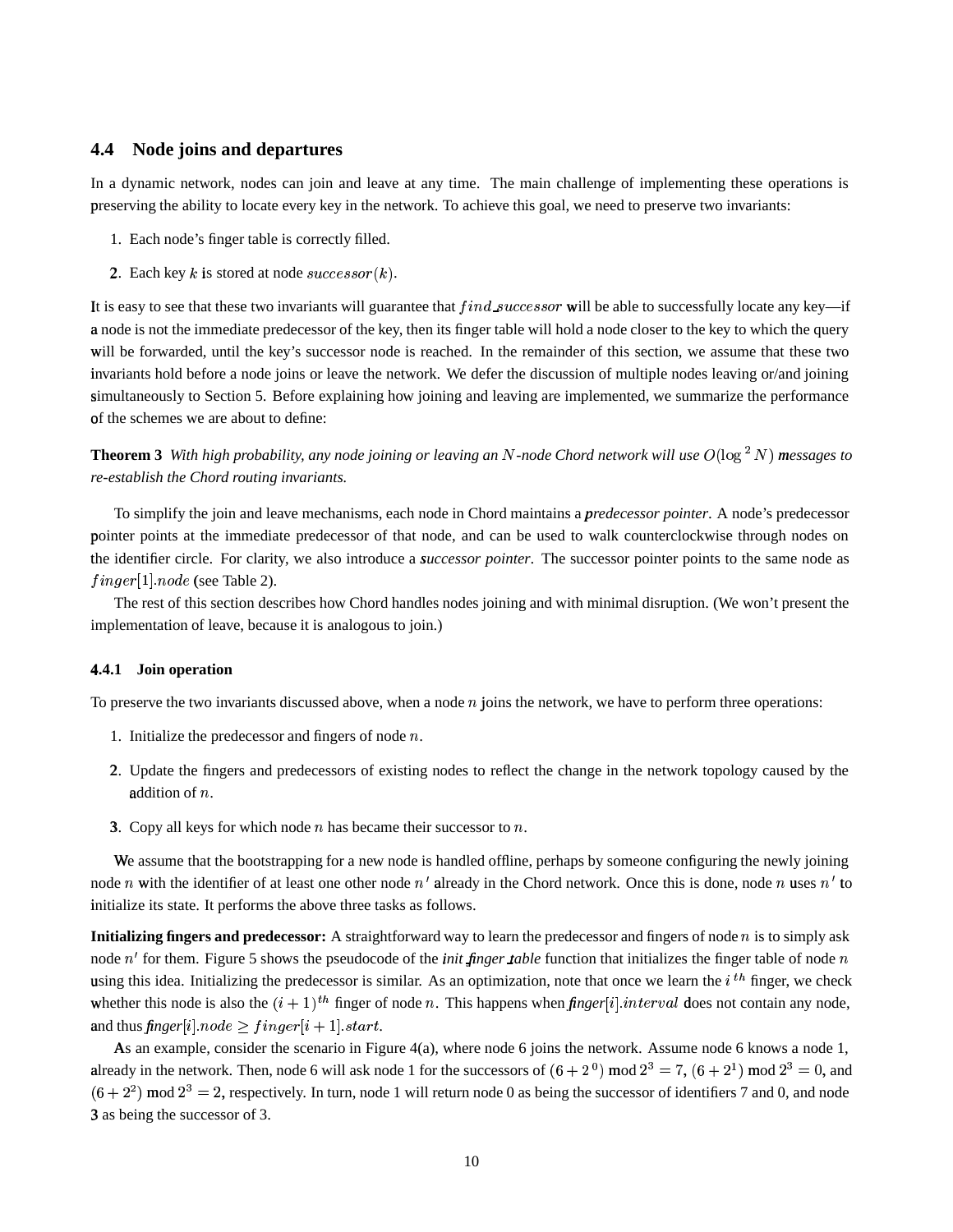### 4.4 Node joins and departures

In a dynamic network, nodes can join and leave at any time. The main challenge of implementing these operations is preserving the ability to locate every key in the network. To achieve this goal, we need to preserve two invariants:

1. Each node's finger table is correctly filled.
2. Each key $k$ is stored at node $successor(k)$.

It is easy to see that these two invariants will guarantee that $find\_successor$ will be able to successfully locate any key—if a node is not the immediate predecessor of the key, then its finger table will hold a node closer to the key to which the query will be forwarded, until the key's successor node is reached. In the remainder of this section, we assume that these two invariants hold before a node joins or leave the network. We defer the discussion of multiple nodes leaving or/and joining simultaneously to Section 5. Before explaining how joining and leaving are implemented, we summarize the performance of the schemes we are about to define:

**Theorem 3** *With high probability, any node joining or leaving an $N$-node Chord network will use $O(\log^2 N)$ messages to re-establish the Chord routing invariants.*

To simplify the join and leave mechanisms, each node in Chord maintains a *predecessor pointer*. A node's predecessor pointer points at the immediate predecessor of that node, and can be used to walk counterclockwise through nodes on the identifier circle. For clarity, we also introduce a *successor pointer*. The successor pointer points to the same node as $finger[1].node$ (see Table 2).

The rest of this section describes how Chord handles nodes joining and with minimal disruption. (We won't present the implementation of leave, because it is analogous to join.)

#### 4.4.1 Join operation

To preserve the two invariants discussed above, when a node $n$ joins the network, we have to perform three operations:

1. Initialize the predecessor and fingers of node $n$.
2. Update the fingers and predecessors of existing nodes to reflect the change in the network topology caused by the addition of $n$.
3. Copy all keys for which node $n$ has became their successor to $n$.

We assume that the bootstrapping for a new node is handled offline, perhaps by someone configuring the newly joining node $n$ with the identifier of at least one other node $n'$ already in the Chord network. Once this is done, node $n$ uses $n'$ to initialize its state. It performs the above three tasks as follows.

**Initializing fingers and predecessor:** A straightforward way to learn the predecessor and fingers of node $n$ is to simply ask node $n'$ for them. Figure 5 shows the pseudocode of the *init\_finger\_table* function that initializes the finger table of node $n$ using this idea. Initializing the predecessor is similar. As an optimization, note that once we learn the $i^{th}$ finger, we check whether this node is also the $(i+1)^{th}$ finger of node $n$. This happens when *finger*$[i].interval$ does not contain any node, and thus *finger*$[i].node \geq finger[i+1].start$.

As an example, consider the scenario in Figure 4(a), where node 6 joins the network. Assume node 6 knows a node 1, already in the network. Then, node 6 will ask node 1 for the successors of $(6+2^0) \bmod 2^3 = 7$, $(6+2^1) \bmod 2^3 = 0$, and $(6+2^2) \bmod 2^3 = 2$, respectively. In turn, node 1 will return node 0 as being the successor of identifiers 7 and 0, and node 3 as being the successor of 3.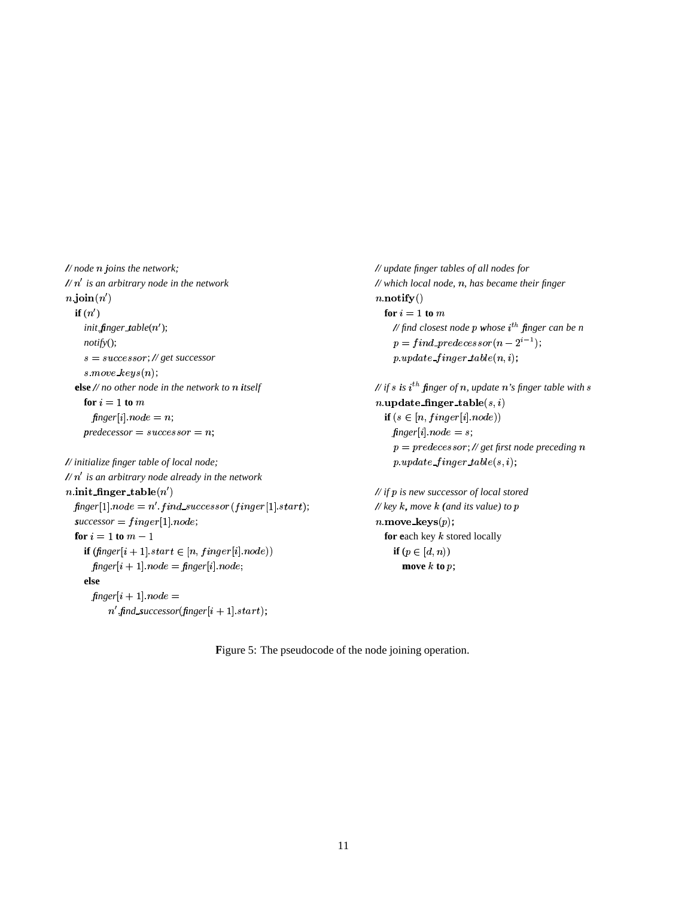```
// node n joins the network;
// n' is an arbitrary node in the network
n.join(n')
  if (n')
    init_finger_table(n');
    notify();
    s = successor; // get successor
    s.move_keys(n);
  else // no other node in the network to n itself
    for i = 1 to m
      finger[i].node = n;
    predecessor = successor = n;

// initialize finger table of local node;
// n' is an arbitrary node already in the network
n.init_finger_table(n')
  finger[1].node = n'.find_successor(finger[1].start);
  successor = finger[1].node;
  for i = 1 to m - 1
    if (finger[i+1].start ∈ [n, finger[i].node))
      finger[i+1].node = finger[i].node;
    else
      finger[i+1].node =
          n'.find_successor(finger[i+1].start);

// update finger tables of all nodes for
// which local node, n, has became their finger
n.notify()
  for i = 1 to m
    // find closest node p whose i^th finger can be n
    p = find_predecessor(n - 2^(i-1));
    p.update_finger_table(n, i);

// if s is i^th finger of n, update n's finger table with s
n.update_finger_table(s, i)
  if (s ∈ [n, finger[i].node))
    finger[i].node = s;
    p = predecessor; // get first node preceding n
    p.update_finger_table(s, i);

// if p is new successor of local stored
// key k, move k (and its value) to p
n.move_keys(p);
  for each key k stored locally
    if (p ∈ [d, n))
      move k to p;
```

Figure 5: The pseudocode of the node joining operation.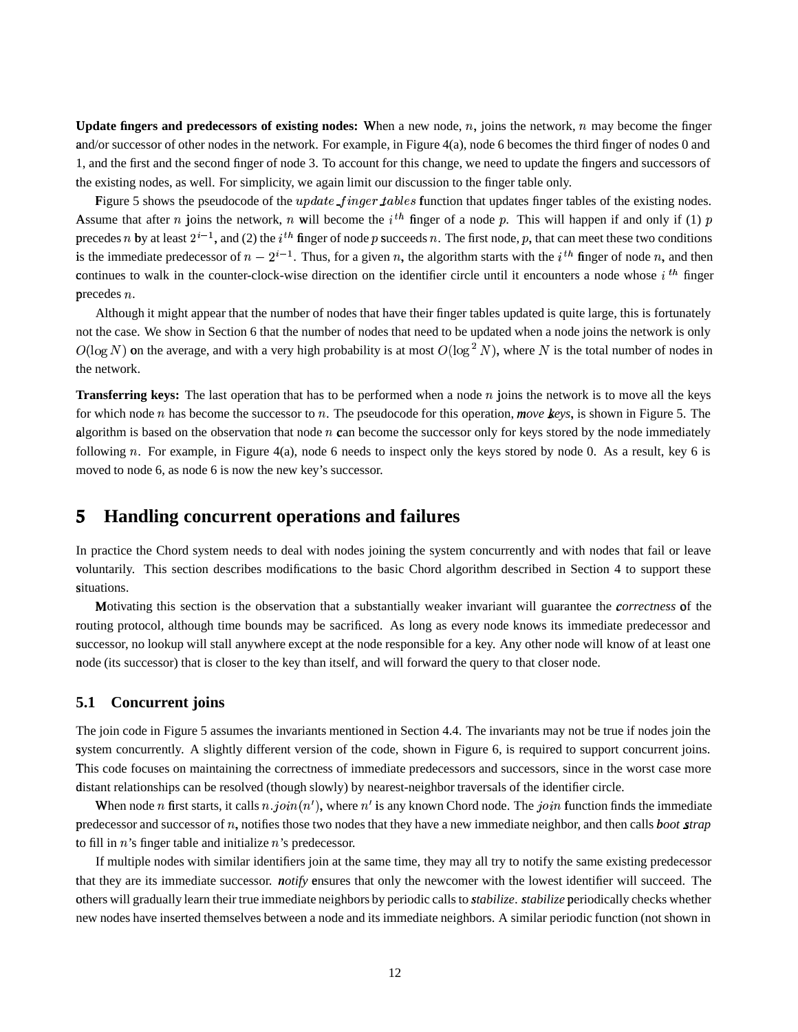**Update fingers and predecessors of existing nodes:** When a new node, $n$, joins the network, $n$ may become the finger and/or successor of other nodes in the network. For example, in Figure 4(a), node 6 becomes the third finger of nodes 0 and 1, and the first and the second finger of node 3. To account for this change, we need to update the fingers and successors of the existing nodes, as well. For simplicity, we again limit our discussion to the finger table only.

Figure 5 shows the pseudocode of the $update\_finger\_tables$ function that updates finger tables of the existing nodes. Assume that after $n$ joins the network, $n$ will become the $i^{th}$ finger of a node $p$. This will happen if and only if (1) $p$ precedes $n$ by at least $2^{i-1}$, and (2) the $i^{th}$ finger of node $p$ succeeds $n$. The first node, $p$, that can meet these two conditions is the immediate predecessor of $n - 2^{i-1}$. Thus, for a given $n$, the algorithm starts with the $i^{th}$ finger of node $n$, and then continues to walk in the counter-clock-wise direction on the identifier circle until it encounters a node whose $i^{th}$ finger precedes $n$.

Although it might appear that the number of nodes that have their finger tables updated is quite large, this is fortunately not the case. We show in Section 6 that the number of nodes that need to be updated when a node joins the network is only $O(\log N)$ on the average, and with a very high probability is at most $O(\log^2 N)$, where $N$ is the total number of nodes in the network.

**Transferring keys:** The last operation that has to be performed when a node $n$ joins the network is to move all the keys for which node $n$ has become the successor to $n$. The pseudocode for this operation, *move\_keys*, is shown in Figure 5. The algorithm is based on the observation that node $n$ can become the successor only for keys stored by the node immediately following $n$. For example, in Figure 4(a), node 6 needs to inspect only the keys stored by node 0. As a result, key 6 is moved to node 6, as node 6 is now the new key's successor.

# 5 Handling concurrent operations and failures

In practice the Chord system needs to deal with nodes joining the system concurrently and with nodes that fail or leave voluntarily. This section describes modifications to the basic Chord algorithm described in Section 4 to support these situations.

Motivating this section is the observation that a substantially weaker invariant will guarantee the *correctness* of the routing protocol, although time bounds may be sacrificed. As long as every node knows its immediate predecessor and successor, no lookup will stall anywhere except at the node responsible for a key. Any other node will know of at least one node (its successor) that is closer to the key than itself, and will forward the query to that closer node.

## 5.1 Concurrent joins

The join code in Figure 5 assumes the invariants mentioned in Section 4.4. The invariants may not be true if nodes join the system concurrently. A slightly different version of the code, shown in Figure 6, is required to support concurrent joins. This code focuses on maintaining the correctness of immediate predecessors and successors, since in the worst case more distant relationships can be resolved (though slowly) by nearest-neighbor traversals of the identifier circle.

When node $n$ first starts, it calls $n.join(n')$, where $n'$ is any known Chord node. The $join$ function finds the immediate predecessor and successor of $n$, notifies those two nodes that they have a new immediate neighbor, and then calls *boot\_strap* to fill in $n$'s finger table and initialize $n$'s predecessor.

If multiple nodes with similar identifiers join at the same time, they may all try to notify the same existing predecessor that they are its immediate successor. *notify* ensures that only the newcomer with the lowest identifier will succeed. The others will gradually learn their true immediate neighbors by periodic calls to *stabilize*. *stabilize* periodically checks whether new nodes have inserted themselves between a node and its immediate neighbors. A similar periodic function (not shown in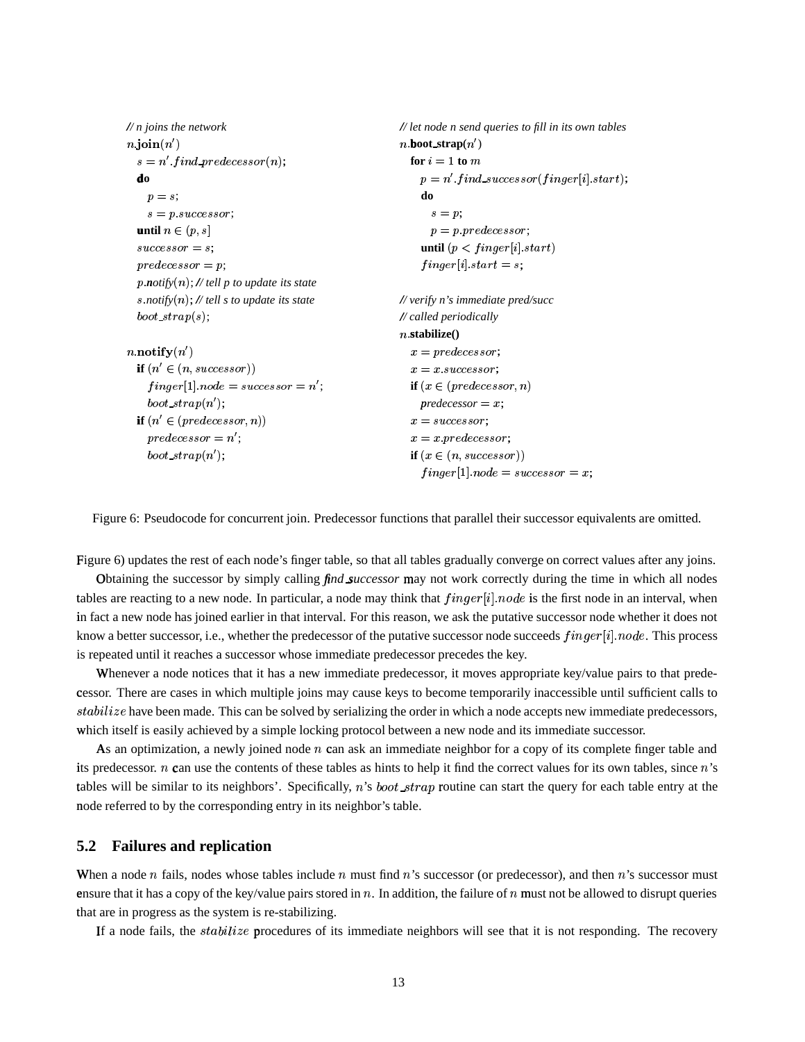```
// n joins the network
n.join(n')
  s = n'.find_predecessor(n);
  do
    p = s;
    s = p.successor;
  until n ∈ (p, s]
  successor = s;
  predecessor = p;
  p.notify(n); // tell p to update its state
  s.notify(n); // tell s to update its state
  boot_strap(s);

n.notify(n')
  if (n' ∈ (n, successor))
    finger[1].node = successor = n';
    boot_strap(n');
  if (n' ∈ (predecessor, n))
    predecessor = n';
    boot_strap(n');
```

```
// let node n send queries to fill in its own tables
n.boot_strap(n')
  for i = 1 to m
    p = n'.find_successor(finger[i].start);
    do
      s = p;
      p = p.predecessor;
    until (p < finger[i].start)
    finger[i].start = s;

// verify n's immediate pred/succ
// called periodically
n.stabilize()
  x = predecessor;
  x = x.successor;
  if (x ∈ (predecessor, n)
    predecessor = x;
  x = successor;
  x = x.predecessor;
  if (x ∈ (n, successor))
    finger[1].node = successor = x;
```

Figure 6: Pseudocode for concurrent join. Predecessor functions that parallel their successor equivalents are omitted.

Figure 6) updates the rest of each node's finger table, so that all tables gradually converge on correct values after any joins.

Obtaining the successor by simply calling *find_successor* may not work correctly during the time in which all nodes tables are reacting to a new node. In particular, a node may think that $finger[i].node$ is the first node in an interval, when in fact a new node has joined earlier in that interval. For this reason, we ask the putative successor node whether it does not know a better successor, i.e., whether the predecessor of the putative successor node succeeds $finger[i].node$. This process is repeated until it reaches a successor whose immediate predecessor precedes the key.

Whenever a node notices that it has a new immediate predecessor, it moves appropriate key/value pairs to that predecessor. There are cases in which multiple joins may cause keys to become temporarily inaccessible until sufficient calls to $stabilize$ have been made. This can be solved by serializing the order in which a node accepts new immediate predecessors, which itself is easily achieved by a simple locking protocol between a new node and its immediate successor.

As an optimization, a newly joined node $n$ can ask an immediate neighbor for a copy of its complete finger table and its predecessor. $n$ can use the contents of these tables as hints to help it find the correct values for its own tables, since $n$'s tables will be similar to its neighbors'. Specifically, $n$'s $boot\_strap$ routine can start the query for each table entry at the node referred to by the corresponding entry in its neighbor's table.

## 5.2 Failures and replication

When a node $n$ fails, nodes whose tables include $n$ must find $n$'s successor (or predecessor), and then $n$'s successor must ensure that it has a copy of the key/value pairs stored in $n$. In addition, the failure of $n$ must not be allowed to disrupt queries that are in progress as the system is re-stabilizing.

If a node fails, the $stabilize$ procedures of its immediate neighbors will see that it is not responding. The recovery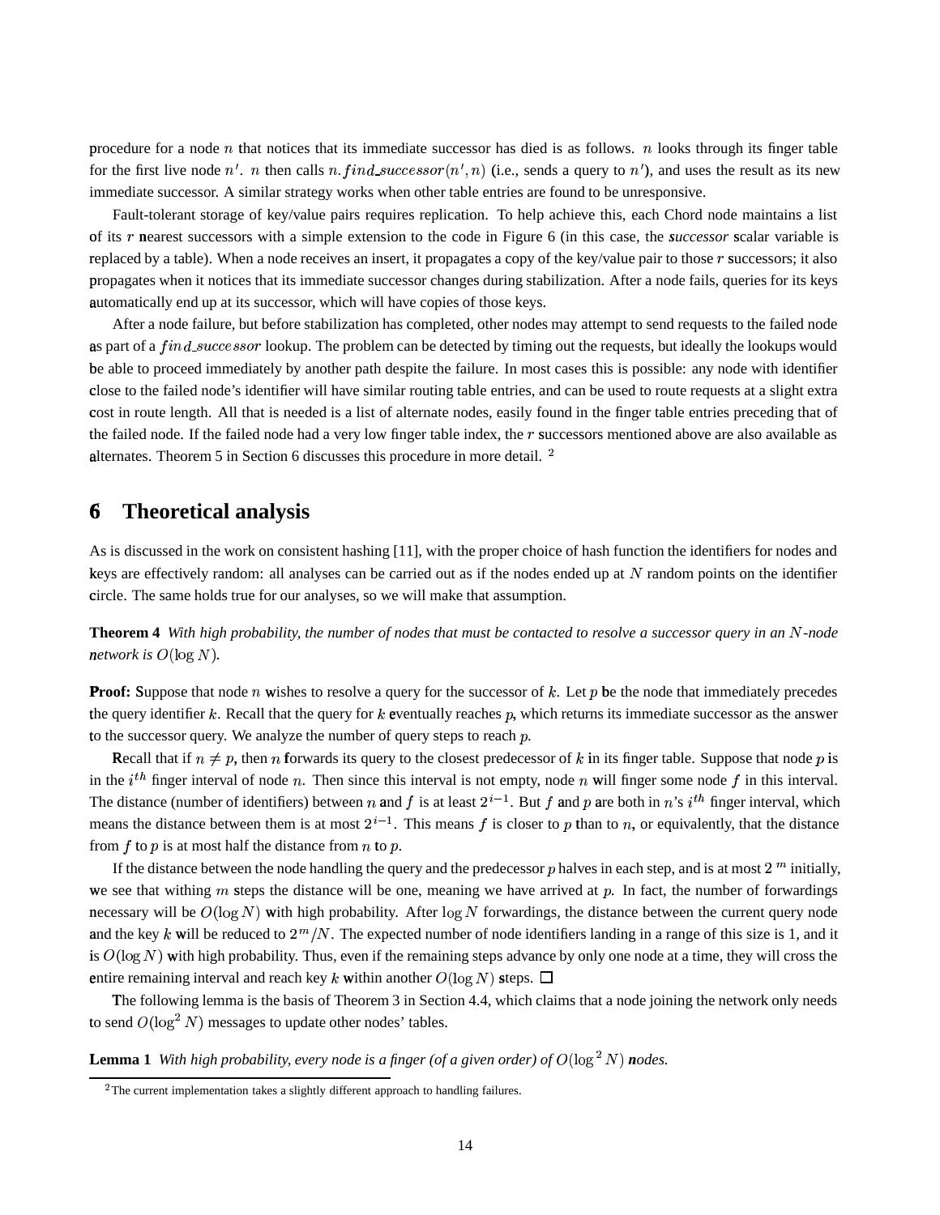procedure for a node $n$ that notices that its immediate successor has died is as follows. $n$ looks through its finger table for the first live node $n'$. $n$ then calls $n.find\_successor(n', n)$ (i.e., sends a query to $n'$), and uses the result as its new immediate successor. A similar strategy works when other table entries are found to be unresponsive.

Fault-tolerant storage of key/value pairs requires replication. To help achieve this, each Chord node maintains a list of its $r$ nearest successors with a simple extension to the code in Figure 6 (in this case, the *successor* scalar variable is replaced by a table). When a node receives an insert, it propagates a copy of the key/value pair to those $r$ successors; it also propagates when it notices that its immediate successor changes during stabilization. After a node fails, queries for its keys automatically end up at its successor, which will have copies of those keys.

After a node failure, but before stabilization has completed, other nodes may attempt to send requests to the failed node as part of a $find\_successor$ lookup. The problem can be detected by timing out the requests, but ideally the lookups would be able to proceed immediately by another path despite the failure. In most cases this is possible: any node with identifier close to the failed node's identifier will have similar routing table entries, and can be used to route requests at a slight extra cost in route length. All that is needed is a list of alternate nodes, easily found in the finger table entries preceding that of the failed node. If the failed node had a very low finger table index, the $r$ successors mentioned above are also available as alternates. Theorem 5 in Section 6 discusses this procedure in more detail. [2]

# 6 Theoretical analysis

As is discussed in the work on consistent hashing [11], with the proper choice of hash function the identifiers for nodes and keys are effectively random: all analyses can be carried out as if the nodes ended up at $N$ random points on the identifier circle. The same holds true for our analyses, so we will make that assumption.

**Theorem 4** *With high probability, the number of nodes that must be contacted to resolve a successor query in an $N$-node network is $O(\log N)$.*

**Proof:** Suppose that node $n$ wishes to resolve a query for the successor of $k$. Let $p$ be the node that immediately precedes the query identifier $k$. Recall that the query for $k$ eventually reaches $p$, which returns its immediate successor as the answer to the successor query. We analyze the number of query steps to reach $p$.

Recall that if $n \neq p$, then $n$ forwards its query to the closest predecessor of $k$ in its finger table. Suppose that node $p$ is in the $i^{th}$ finger interval of node $n$. Then since this interval is not empty, node $n$ will finger some node $f$ in this interval. The distance (number of identifiers) between $n$ and $f$ is at least $2^{i-1}$. But $f$ and $p$ are both in $n$'s $i^{th}$ finger interval, which means the distance between them is at most $2^{i-1}$. This means $f$ is closer to $p$ than to $n$, or equivalently, that the distance from $f$ to $p$ is at most half the distance from $n$ to $p$.

If the distance between the node handling the query and the predecessor $p$ halves in each step, and is at most $2^m$ initially, we see that withing $m$ steps the distance will be one, meaning we have arrived at $p$. In fact, the number of forwardings necessary will be $O(\log N)$ with high probability. After $\log N$ forwardings, the distance between the current query node and the key $k$ will be reduced to $2^m/N$. The expected number of node identifiers landing in a range of this size is 1, and it is $O(\log N)$ with high probability. Thus, even if the remaining steps advance by only one node at a time, they will cross the entire remaining interval and reach key $k$ within another $O(\log N)$ steps. $\square$

The following lemma is the basis of Theorem 3 in Section 4.4, which claims that a node joining the network only needs to send $O(\log^2 N)$ messages to update other nodes' tables.

**Lemma 1** *With high probability, every node is a finger (of a given order) of $O(\log^2 N)$ nodes.*

[2] The current implementation takes a slightly different approach to handling failures.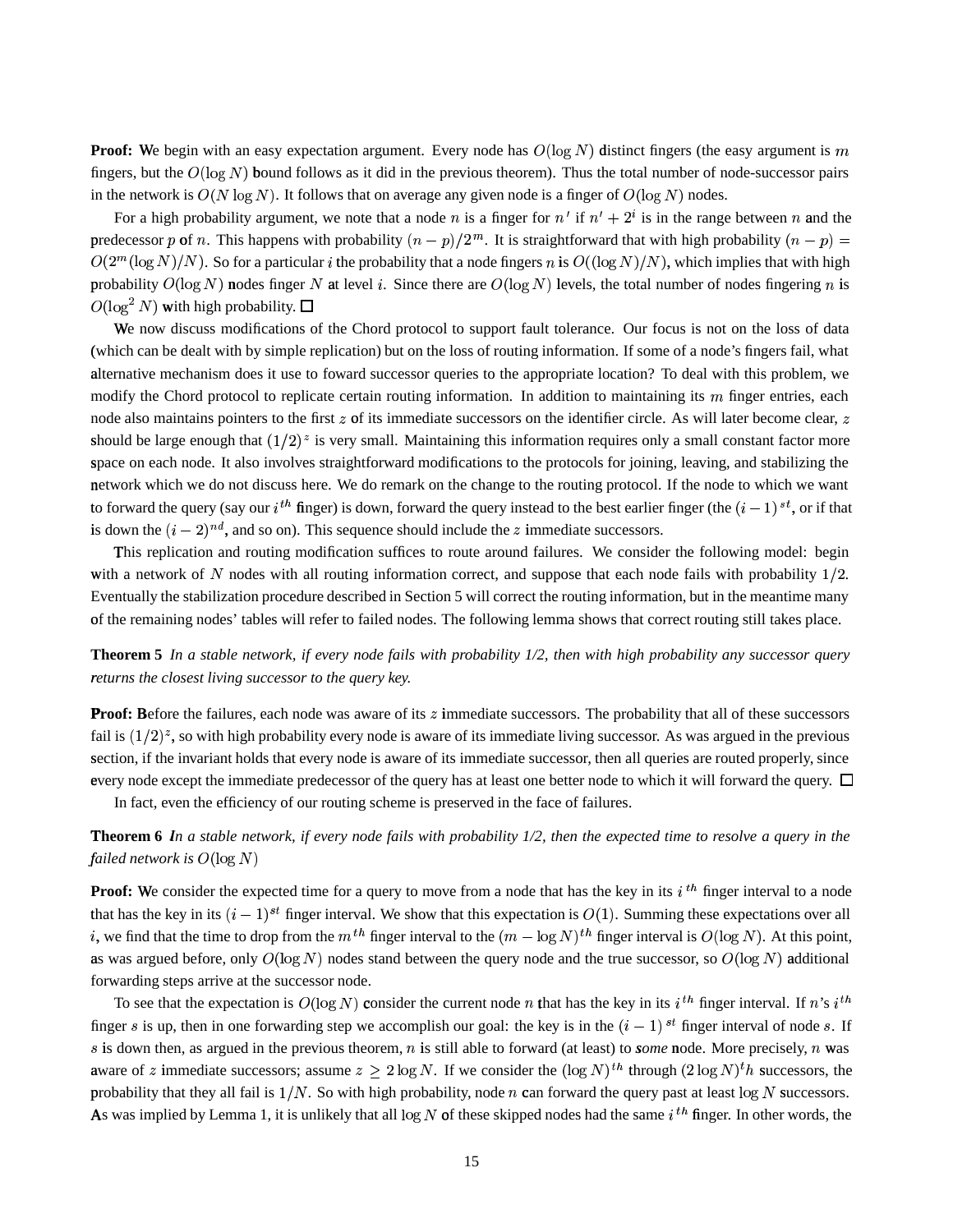**Proof:** We begin with an easy expectation argument. Every node has $O(\log N)$ distinct fingers (the easy argument is $m$ fingers, but the $O(\log N)$ bound follows as it did in the previous theorem). Thus the total number of node-successor pairs in the network is $O(N \log N)$. It follows that on average any given node is a finger of $O(\log N)$ nodes.

For a high probability argument, we note that a node $n$ is a finger for $n'$ if $n' + 2^i$ is in the range between $n$ and the predecessor $p$ of $n$. This happens with probability $(n-p)/2^m$. It is straightforward that with high probability $(n-p) = O(2^m (\log N)/N)$. So for a particular $i$ the probability that a node fingers $n$ is $O((\log N)/N)$, which implies that with high probability $O(\log N)$ nodes finger $N$ at level $i$. Since there are $O(\log N)$ levels, the total number of nodes fingering $n$ is $O(\log^2 N)$ with high probability. □

We now discuss modifications of the Chord protocol to support fault tolerance. Our focus is not on the loss of data (which can be dealt with by simple replication) but on the loss of routing information. If some of a node's fingers fail, what alternative mechanism does it use to foward successor queries to the appropriate location? To deal with this problem, we modify the Chord protocol to replicate certain routing information. In addition to maintaining its $m$ finger entries, each node also maintains pointers to the first $z$ of its immediate successors on the identifier circle. As will later become clear, $z$ should be large enough that $(1/2)^z$ is very small. Maintaining this information requires only a small constant factor more space on each node. It also involves straightforward modifications to the protocols for joining, leaving, and stabilizing the network which we do not discuss here. We do remark on the change to the routing protocol. If the node to which we want to forward the query (say our $i^{th}$ finger) is down, forward the query instead to the best earlier finger (the $(i-1)^{st}$, or if that is down the $(i-2)^{nd}$, and so on). This sequence should include the $z$ immediate successors.

This replication and routing modification suffices to route around failures. We consider the following model: begin with a network of $N$ nodes with all routing information correct, and suppose that each node fails with probability $1/2$. Eventually the stabilization procedure described in Section 5 will correct the routing information, but in the meantime many of the remaining nodes' tables will refer to failed nodes. The following lemma shows that correct routing still takes place.

**Theorem 5** *In a stable network, if every node fails with probability 1/2, then with high probability any successor query returns the closest living successor to the query key.*

**Proof:** Before the failures, each node was aware of its $z$ immediate successors. The probability that all of these successors fail is $(1/2)^z$, so with high probability every node is aware of its immediate living successor. As was argued in the previous section, if the invariant holds that every node is aware of its immediate successor, then all queries are routed properly, since every node except the immediate predecessor of the query has at least one better node to which it will forward the query. □

In fact, even the efficiency of our routing scheme is preserved in the face of failures.

**Theorem 6** *In a stable network, if every node fails with probability 1/2, then the expected time to resolve a query in the failed network is $O(\log N)$*

**Proof:** We consider the expected time for a query to move from a node that has the key in its $i^{th}$ finger interval to a node that has the key in its $(i-1)^{st}$ finger interval. We show that this expectation is $O(1)$. Summing these expectations over all $i$, we find that the time to drop from the $m^{th}$ finger interval to the $(m - \log N)^{th}$ finger interval is $O(\log N)$. At this point, as was argued before, only $O(\log N)$ nodes stand between the query node and the true successor, so $O(\log N)$ additional forwarding steps arrive at the successor node.

To see that the expectation is $O(\log N)$ consider the current node $n$ that has the key in its $i^{th}$ finger interval. If $n$'s $i^{th}$ finger $s$ is up, then in one forwarding step we accomplish our goal: the key is in the $(i-1)^{st}$ finger interval of node $s$. If $s$ is down then, as argued in the previous theorem, $n$ is still able to forward (at least) to *some* node. More precisely, $n$ was aware of $z$ immediate successors; assume $z \geq 2 \log N$. If we consider the $(\log N)^{th}$ through $(2 \log N)^t h$ successors, the probability that they all fail is $1/N$. So with high probability, node $n$ can forward the query past at least $\log N$ successors. As was implied by Lemma 1, it is unlikely that all $\log N$ of these skipped nodes had the same $i^{th}$ finger. In other words, the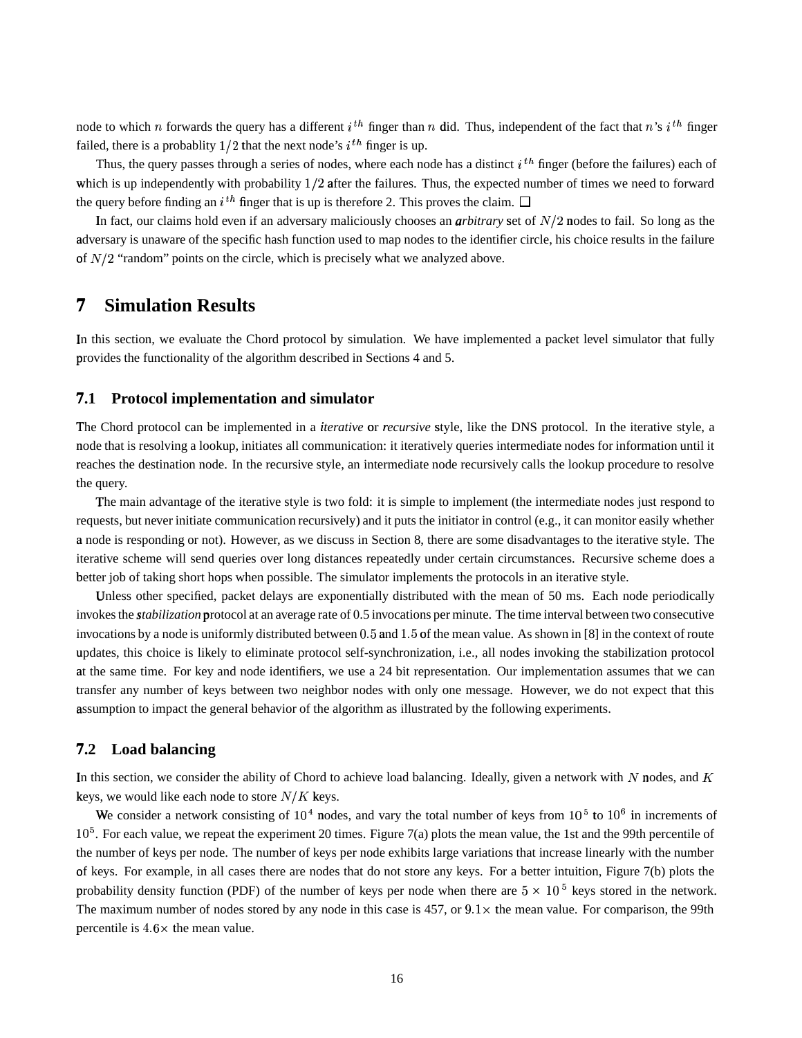node to which $n$ forwards the query has a different $i^{th}$ finger than $n$ did. Thus, independent of the fact that $n$'s $i^{th}$ finger failed, there is a probablity $1/2$ that the next node's $i^{th}$ finger is up.

Thus, the query passes through a series of nodes, where each node has a distinct $i^{th}$ finger (before the failures) each of which is up independently with probability $1/2$ after the failures. Thus, the expected number of times we need to forward the query before finding an $i^{th}$ finger that is up is therefore 2. This proves the claim. $\square$

In fact, our claims hold even if an adversary maliciously chooses an *arbitrary* set of $N/2$ nodes to fail. So long as the adversary is unaware of the specific hash function used to map nodes to the identifier circle, his choice results in the failure of $N/2$ "random" points on the circle, which is precisely what we analyzed above.

# 7 Simulation Results

In this section, we evaluate the Chord protocol by simulation. We have implemented a packet level simulator that fully provides the functionality of the algorithm described in Sections 4 and 5.

## 7.1 Protocol implementation and simulator

The Chord protocol can be implemented in a *iterative* or *recursive* style, like the DNS protocol. In the iterative style, a node that is resolving a lookup, initiates all communication: it iteratively queries intermediate nodes for information until it reaches the destination node. In the recursive style, an intermediate node recursively calls the lookup procedure to resolve the query.

The main advantage of the iterative style is two fold: it is simple to implement (the intermediate nodes just respond to requests, but never initiate communication recursively) and it puts the initiator in control (e.g., it can monitor easily whether a node is responding or not). However, as we discuss in Section 8, there are some disadvantages to the iterative style. The iterative scheme will send queries over long distances repeatedly under certain circumstances. Recursive scheme does a better job of taking short hops when possible. The simulator implements the protocols in an iterative style.

Unless other specified, packet delays are exponentially distributed with the mean of 50 ms. Each node periodically invokes the *stabilization* protocol at an average rate of 0.5 invocations per minute. The time interval between two consecutive invocations by a node is uniformly distributed between $0.5$ and $1.5$ of the mean value. As shown in [8] in the context of route updates, this choice is likely to eliminate protocol self-synchronization, i.e., all nodes invoking the stabilization protocol at the same time. For key and node identifiers, we use a 24 bit representation. Our implementation assumes that we can transfer any number of keys between two neighbor nodes with only one message. However, we do not expect that this assumption to impact the general behavior of the algorithm as illustrated by the following experiments.

## 7.2 Load balancing

In this section, we consider the ability of Chord to achieve load balancing. Ideally, given a network with $N$ nodes, and $K$ keys, we would like each node to store $N/K$ keys.

We consider a network consisting of $10^4$ nodes, and vary the total number of keys from $10^5$ to $10^6$ in increments of $10^5$. For each value, we repeat the experiment 20 times. Figure 7(a) plots the mean value, the 1st and the 99th percentile of the number of keys per node. The number of keys per node exhibits large variations that increase linearly with the number of keys. For example, in all cases there are nodes that do not store any keys. For a better intuition, Figure 7(b) plots the probability density function (PDF) of the number of keys per node when there are $5 \times 10^5$ keys stored in the network. The maximum number of nodes stored by any node in this case is 457, or $9.1\times$ the mean value. For comparison, the 99th percentile is $4.6\times$ the mean value.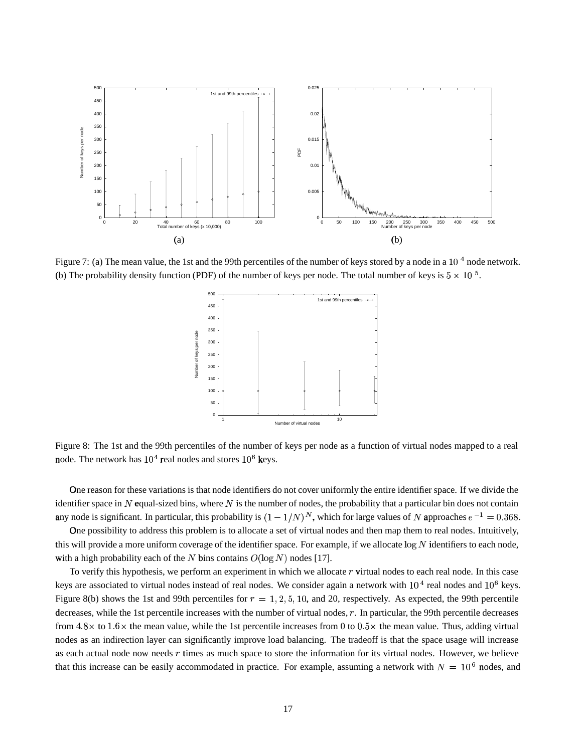Figure 7: (a) The mean value, the 1st and the 99th percentiles of the number of keys stored by a node in a $10^4$ node network. (b) The probability density function (PDF) of the number of keys per node. The total number of keys is $5 \times 10^5$.

Figure 8: The 1st and the 99th percentiles of the number of keys per node as a function of virtual nodes mapped to a real node. The network has $10^4$ real nodes and stores $10^6$ keys.

One reason for these variations is that node identifiers do not cover uniformly the entire identifier space. If we divide the identifier space in $N$ equal-sized bins, where $N$ is the number of nodes, the probability that a particular bin does not contain any node is significant. In particular, this probability is $(1 - 1/N)^N$, which for large values of $N$ approaches $e^{-1} = 0.368$.

One possibility to address this problem is to allocate a set of virtual nodes and then map them to real nodes. Intuitively, this will provide a more uniform coverage of the identifier space. For example, if we allocate $\log N$ identifiers to each node, with a high probability each of the $N$ bins contains $O(\log N)$ nodes [17].

To verify this hypothesis, we perform an experiment in which we allocate $r$ virtual nodes to each real node. In this case keys are associated to virtual nodes instead of real nodes. We consider again a network with $10^4$ real nodes and $10^6$ keys. Figure 8(b) shows the 1st and 99th percentiles for $r = 1, 2, 5, 10$, and 20, respectively. As expected, the 99th percentile decreases, while the 1st percentile increases with the number of virtual nodes, $r$. In particular, the 99th percentile decreases from $4.8\times$ to $1.6\times$ the mean value, while the 1st percentile increases from 0 to $0.5\times$ the mean value. Thus, adding virtual nodes as an indirection layer can significantly improve load balancing. The tradeoff is that the space usage will increase as each actual node now needs $r$ times as much space to store the information for its virtual nodes. However, we believe that this increase can be easily accommodated in practice. For example, assuming a network with $N = 10^6$ nodes, and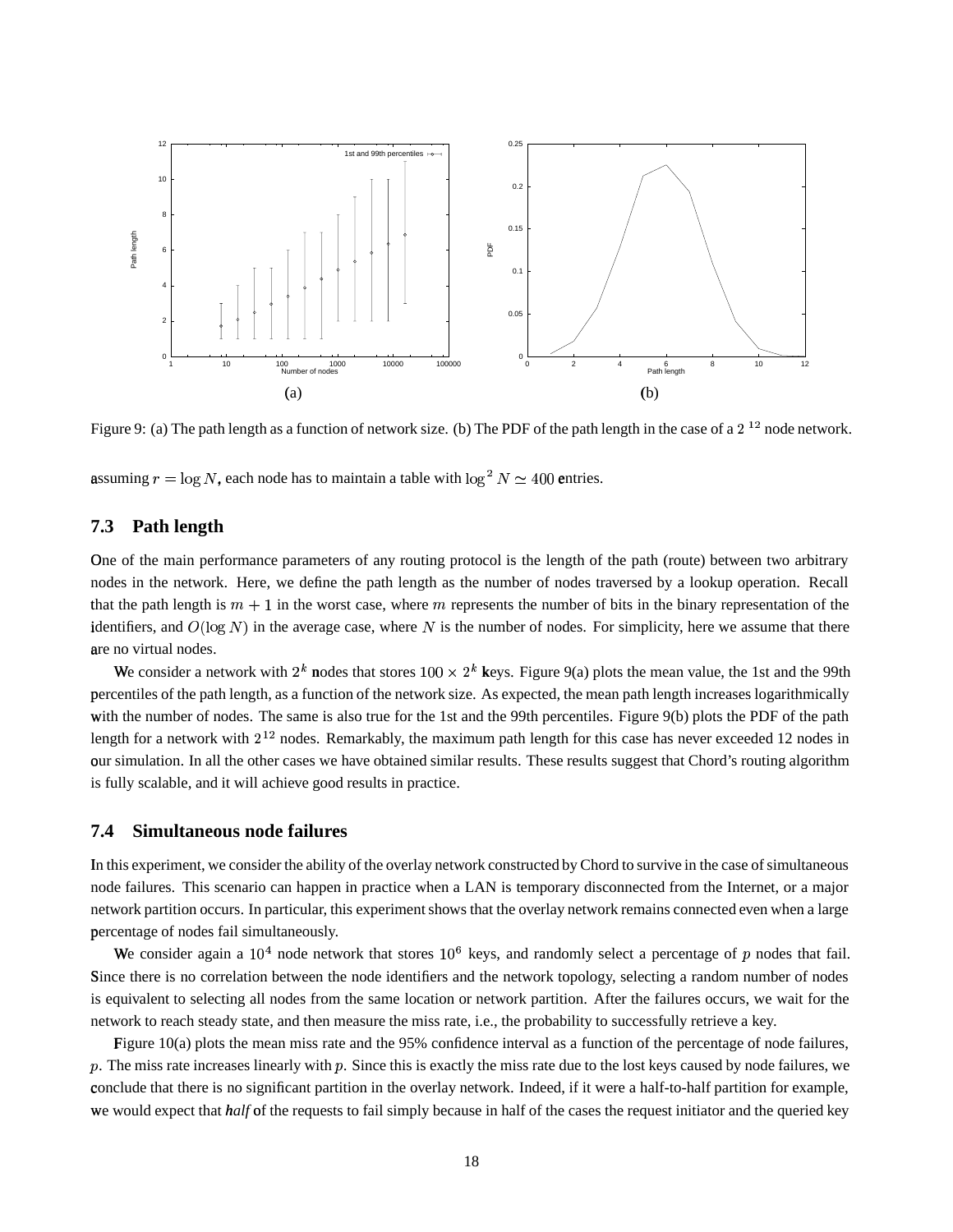Figure 9: (a) The path length as a function of network size. (b) The PDF of the path length in the case of a $2^{12}$ node network.

assuming $r = \log N$, each node has to maintain a table with $\log^2 N \simeq 400$ entries.

### 7.3 Path length

One of the main performance parameters of any routing protocol is the length of the path (route) between two arbitrary nodes in the network. Here, we define the path length as the number of nodes traversed by a lookup operation. Recall that the path length is $m + 1$ in the worst case, where $m$ represents the number of bits in the binary representation of the identifiers, and $O(\log N)$ in the average case, where $N$ is the number of nodes. For simplicity, here we assume that there are no virtual nodes.

We consider a network with $2^k$ nodes that stores $100 \times 2^k$ keys. Figure 9(a) plots the mean value, the 1st and the 99th percentiles of the path length, as a function of the network size. As expected, the mean path length increases logarithmically with the number of nodes. The same is also true for the 1st and the 99th percentiles. Figure 9(b) plots the PDF of the path length for a network with $2^{12}$ nodes. Remarkably, the maximum path length for this case has never exceeded 12 nodes in our simulation. In all the other cases we have obtained similar results. These results suggest that Chord's routing algorithm is fully scalable, and it will achieve good results in practice.

### 7.4 Simultaneous node failures

In this experiment, we consider the ability of the overlay network constructed by Chord to survive in the case of simultaneous node failures. This scenario can happen in practice when a LAN is temporary disconnected from the Internet, or a major network partition occurs. In particular, this experiment shows that the overlay network remains connected even when a large percentage of nodes fail simultaneously.

We consider again a $10^4$ node network that stores $10^6$ keys, and randomly select a percentage of $p$ nodes that fail. Since there is no correlation between the node identifiers and the network topology, selecting a random number of nodes is equivalent to selecting all nodes from the same location or network partition. After the failures occurs, we wait for the network to reach steady state, and then measure the miss rate, i.e., the probability to successfully retrieve a key.

Figure 10(a) plots the mean miss rate and the 95% confidence interval as a function of the percentage of node failures, $p$. The miss rate increases linearly with $p$. Since this is exactly the miss rate due to the lost keys caused by node failures, we conclude that there is no significant partition in the overlay network. Indeed, if it were a half-to-half partition for example, we would expect that ***half*** of the requests to fail simply because in half of the cases the request initiator and the queried key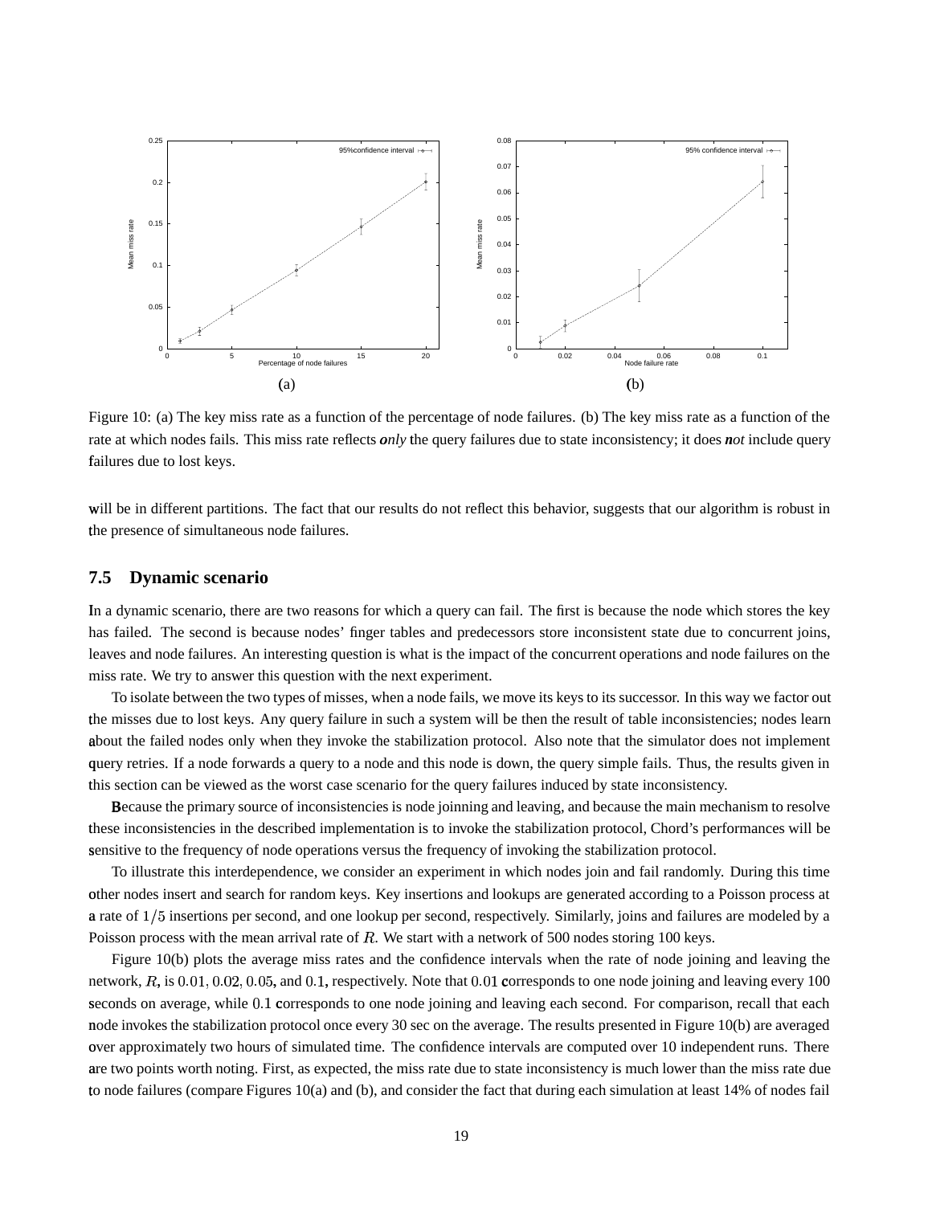Figure 10: (a) The key miss rate as a function of the percentage of node failures. (b) The key miss rate as a function of the rate at which nodes fails. This miss rate reflects ***only*** the query failures due to state inconsistency; it does ***not*** include query failures due to lost keys.

will be in different partitions. The fact that our results do not reflect this behavior, suggests that our algorithm is robust in the presence of simultaneous node failures.

### 7.5 Dynamic scenario

In a dynamic scenario, there are two reasons for which a query can fail. The first is because the node which stores the key has failed. The second is because nodes' finger tables and predecessors store inconsistent state due to concurrent joins, leaves and node failures. An interesting question is what is the impact of the concurrent operations and node failures on the miss rate. We try to answer this question with the next experiment.

To isolate between the two types of misses, when a node fails, we move its keys to its successor. In this way we factor out the misses due to lost keys. Any query failure in such a system will be then the result of table inconsistencies; nodes learn about the failed nodes only when they invoke the stabilization protocol. Also note that the simulator does not implement query retries. If a node forwards a query to a node and this node is down, the query simple fails. Thus, the results given in this section can be viewed as the worst case scenario for the query failures induced by state inconsistency.

Because the primary source of inconsistencies is node joinning and leaving, and because the main mechanism to resolve these inconsistencies in the described implementation is to invoke the stabilization protocol, Chord's performances will be sensitive to the frequency of node operations versus the frequency of invoking the stabilization protocol.

To illustrate this interdependence, we consider an experiment in which nodes join and fail randomly. During this time other nodes insert and search for random keys. Key insertions and lookups are generated according to a Poisson process at a rate of $1/5$ insertions per second, and one lookup per second, respectively. Similarly, joins and failures are modeled by a Poisson process with the mean arrival rate of $R$. We start with a network of 500 nodes storing 100 keys.

Figure 10(b) plots the average miss rates and the confidence intervals when the rate of node joining and leaving the network, $R$, is $0.01$, $0.02$, $0.05$, and $0.1$, respectively. Note that $0.01$ corresponds to one node joining and leaving every 100 seconds on average, while $0.1$ corresponds to one node joining and leaving each second. For comparison, recall that each node invokes the stabilization protocol once every 30 sec on the average. The results presented in Figure 10(b) are averaged over approximately two hours of simulated time. The confidence intervals are computed over 10 independent runs. There are two points worth noting. First, as expected, the miss rate due to state inconsistency is much lower than the miss rate due to node failures (compare Figures 10(a) and (b), and consider the fact that during each simulation at least 14% of nodes fail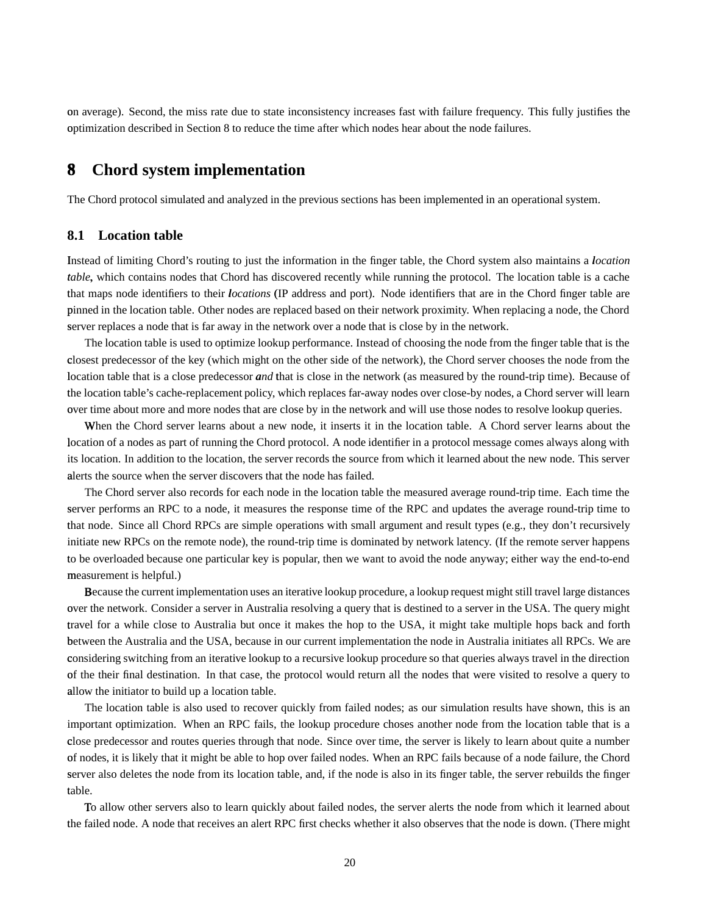on average). Second, the miss rate due to state inconsistency increases fast with failure frequency. This fully justifies the optimization described in Section 8 to reduce the time after which nodes hear about the node failures.

# 8 Chord system implementation

The Chord protocol simulated and analyzed in the previous sections has been implemented in an operational system.

## 8.1 Location table

Instead of limiting Chord's routing to just the information in the finger table, the Chord system also maintains a *location table*, which contains nodes that Chord has discovered recently while running the protocol. The location table is a cache that maps node identifiers to their *locations* (IP address and port). Node identifiers that are in the Chord finger table are pinned in the location table. Other nodes are replaced based on their network proximity. When replacing a node, the Chord server replaces a node that is far away in the network over a node that is close by in the network.

The location table is used to optimize lookup performance. Instead of choosing the node from the finger table that is the closest predecessor of the key (which might on the other side of the network), the Chord server chooses the node from the location table that is a close predecessor *and* that is close in the network (as measured by the round-trip time). Because of the location table's cache-replacement policy, which replaces far-away nodes over close-by nodes, a Chord server will learn over time about more and more nodes that are close by in the network and will use those nodes to resolve lookup queries.

When the Chord server learns about a new node, it inserts it in the location table. A Chord server learns about the location of a nodes as part of running the Chord protocol. A node identifier in a protocol message comes always along with its location. In addition to the location, the server records the source from which it learned about the new node. This server alerts the source when the server discovers that the node has failed.

The Chord server also records for each node in the location table the measured average round-trip time. Each time the server performs an RPC to a node, it measures the response time of the RPC and updates the average round-trip time to that node. Since all Chord RPCs are simple operations with small argument and result types (e.g., they don't recursively initiate new RPCs on the remote node), the round-trip time is dominated by network latency. (If the remote server happens to be overloaded because one particular key is popular, then we want to avoid the node anyway; either way the end-to-end measurement is helpful.)

Because the current implementation uses an iterative lookup procedure, a lookup request might still travel large distances over the network. Consider a server in Australia resolving a query that is destined to a server in the USA. The query might travel for a while close to Australia but once it makes the hop to the USA, it might take multiple hops back and forth between the Australia and the USA, because in our current implementation the node in Australia initiates all RPCs. We are considering switching from an iterative lookup to a recursive lookup procedure so that queries always travel in the direction of the their final destination. In that case, the protocol would return all the nodes that were visited to resolve a query to allow the initiator to build up a location table.

The location table is also used to recover quickly from failed nodes; as our simulation results have shown, this is an important optimization. When an RPC fails, the lookup procedure choses another node from the location table that is a close predecessor and routes queries through that node. Since over time, the server is likely to learn about quite a number of nodes, it is likely that it might be able to hop over failed nodes. When an RPC fails because of a node failure, the Chord server also deletes the node from its location table, and, if the node is also in its finger table, the server rebuilds the finger table.

To allow other servers also to learn quickly about failed nodes, the server alerts the node from which it learned about the failed node. A node that receives an alert RPC first checks whether it also observes that the node is down. (There might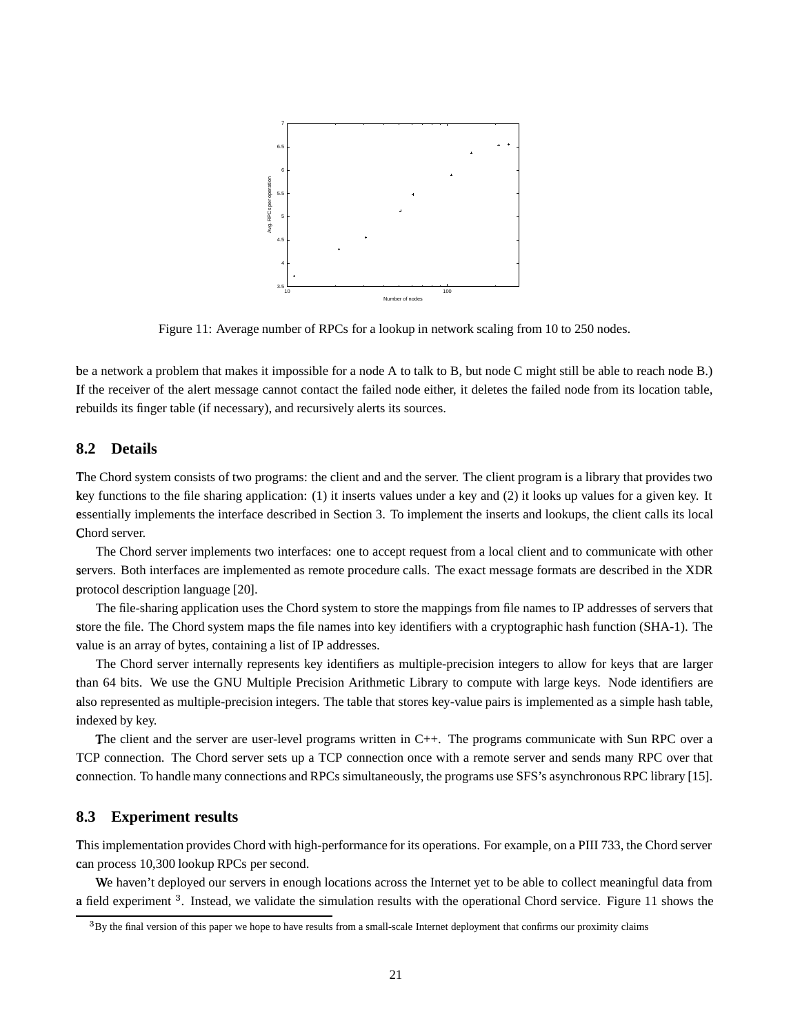Figure 11: Average number of RPCs for a lookup in network scaling from 10 to 250 nodes.

be a network a problem that makes it impossible for a node A to talk to B, but node C might still be able to reach node B.) If the receiver of the alert message cannot contact the failed node either, it deletes the failed node from its location table, rebuilds its finger table (if necessary), and recursively alerts its sources.

### 8.2 Details

The Chord system consists of two programs: the client and and the server. The client program is a library that provides two key functions to the file sharing application: (1) it inserts values under a key and (2) it looks up values for a given key. It essentially implements the interface described in Section 3. To implement the inserts and lookups, the client calls its local Chord server.

The Chord server implements two interfaces: one to accept request from a local client and to communicate with other servers. Both interfaces are implemented as remote procedure calls. The exact message formats are described in the XDR protocol description language [20].

The file-sharing application uses the Chord system to store the mappings from file names to IP addresses of servers that store the file. The Chord system maps the file names into key identifiers with a cryptographic hash function (SHA-1). The value is an array of bytes, containing a list of IP addresses.

The Chord server internally represents key identifiers as multiple-precision integers to allow for keys that are larger than 64 bits. We use the GNU Multiple Precision Arithmetic Library to compute with large keys. Node identifiers are also represented as multiple-precision integers. The table that stores key-value pairs is implemented as a simple hash table, indexed by key.

The client and the server are user-level programs written in C++. The programs communicate with Sun RPC over a TCP connection. The Chord server sets up a TCP connection once with a remote server and sends many RPC over that connection. To handle many connections and RPCs simultaneously, the programs use SFS's asynchronous RPC library [15].

### 8.3 Experiment results

This implementation provides Chord with high-performance for its operations. For example, on a PIII 733, the Chord server can process 10,300 lookup RPCs per second.

We haven't deployed our servers in enough locations across the Internet yet to be able to collect meaningful data from a field experiment [3]. Instead, we validate the simulation results with the operational Chord service. Figure 11 shows the

[3] By the final version of this paper we hope to have results from a small-scale Internet deployment that confirms our proximity claims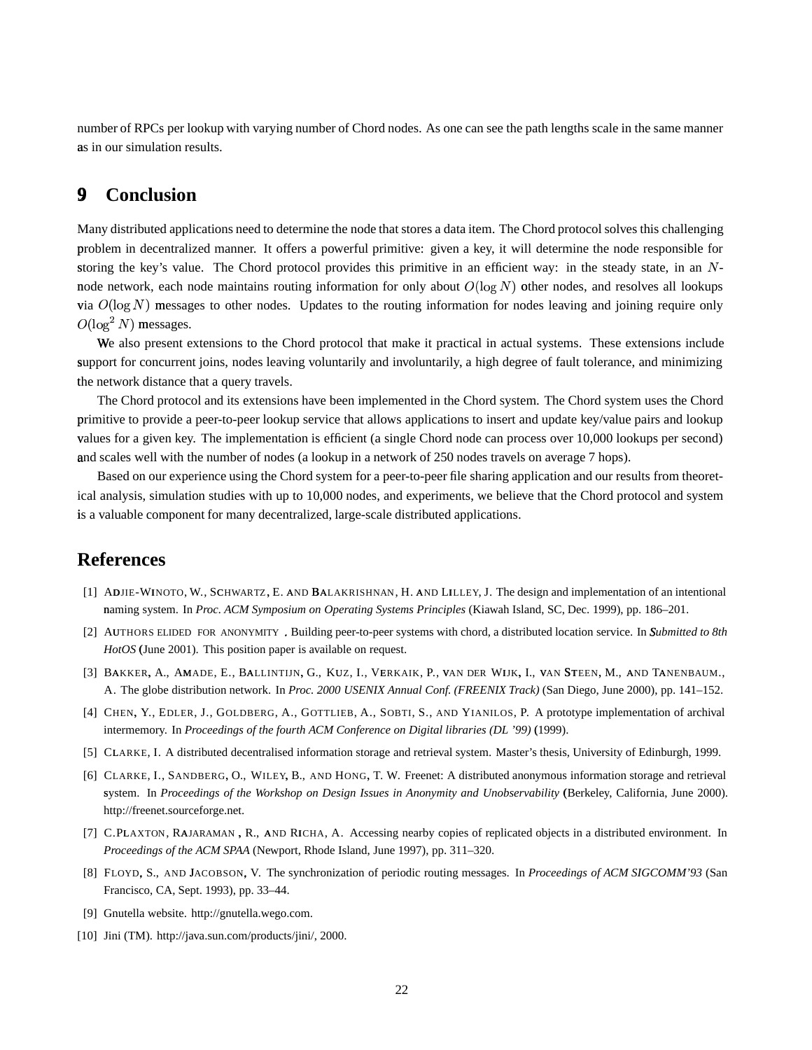number of RPCs per lookup with varying number of Chord nodes. As one can see the path lengths scale in the same manner as in our simulation results.

## 9 Conclusion

Many distributed applications need to determine the node that stores a data item. The Chord protocol solves this challenging problem in decentralized manner. It offers a powerful primitive: given a key, it will determine the node responsible for storing the key's value. The Chord protocol provides this primitive in an efficient way: in the steady state, in an $N$-node network, each node maintains routing information for only about $O(\log N)$ other nodes, and resolves all lookups via $O(\log N)$ messages to other nodes. Updates to the routing information for nodes leaving and joining require only $O(\log^2 N)$ messages.

We also present extensions to the Chord protocol that make it practical in actual systems. These extensions include support for concurrent joins, nodes leaving voluntarily and involuntarily, a high degree of fault tolerance, and minimizing the network distance that a query travels.

The Chord protocol and its extensions have been implemented in the Chord system. The Chord system uses the Chord primitive to provide a peer-to-peer lookup service that allows applications to insert and update key/value pairs and lookup values for a given key. The implementation is efficient (a single Chord node can process over 10,000 lookups per second) and scales well with the number of nodes (a lookup in a network of 250 nodes travels on average 7 hops).

Based on our experience using the Chord system for a peer-to-peer file sharing application and our results from theoretical analysis, simulation studies with up to 10,000 nodes, and experiments, we believe that the Chord protocol and system is a valuable component for many decentralized, large-scale distributed applications.

## References

[1] ADJIE-WINOTO, W., SCHWARTZ, E. AND BALAKRISHNAN, H. AND LILLEY, J. The design and implementation of an intentional naming system. In *Proc. ACM Symposium on Operating Systems Principles* (Kiawah Island, SC, Dec. 1999), pp. 186–201.

[2] AUTHORS ELIDED FOR ANONYMITY. Building peer-to-peer systems with chord, a distributed location service. In *Submitted to 8th HotOS* (June 2001). This position paper is available on request.

[3] BAKKER, A., AMADE, E., BALLINTIJN, G., KUZ, I., VERKAIK, P., VAN DER WIJK, I., VAN STEEN, M., AND TANENBAUM., A. The globe distribution network. In *Proc. 2000 USENIX Annual Conf. (FREENIX Track)* (San Diego, June 2000), pp. 141–152.

[4] CHEN, Y., EDLER, J., GOLDBERG, A., GOTTLIEB, A., SOBTI, S., AND YIANILOS, P. A prototype implementation of archival intermemory. In *Proceedings of the fourth ACM Conference on Digital libraries (DL '99)* (1999).

[5] CLARKE, I. A distributed decentralised information storage and retrieval system. Master's thesis, University of Edinburgh, 1999.

[6] CLARKE, I., SANDBERG, O., WILEY, B., AND HONG, T. W. Freenet: A distributed anonymous information storage and retrieval system. In *Proceedings of the Workshop on Design Issues in Anonymity and Unobservability* (Berkeley, California, June 2000). http://freenet.sourceforge.net.

[7] C.PLAXTON, RAJARAMAN, R., AND RICHA, A. Accessing nearby copies of replicated objects in a distributed environment. In *Proceedings of the ACM SPAA* (Newport, Rhode Island, June 1997), pp. 311–320.

[8] FLOYD, S., AND JACOBSON, V. The synchronization of periodic routing messages. In *Proceedings of ACM SIGCOMM'93* (San Francisco, CA, Sept. 1993), pp. 33–44.

[9] Gnutella website. http://gnutella.wego.com.

[10] Jini (TM). http://java.sun.com/products/jini/, 2000.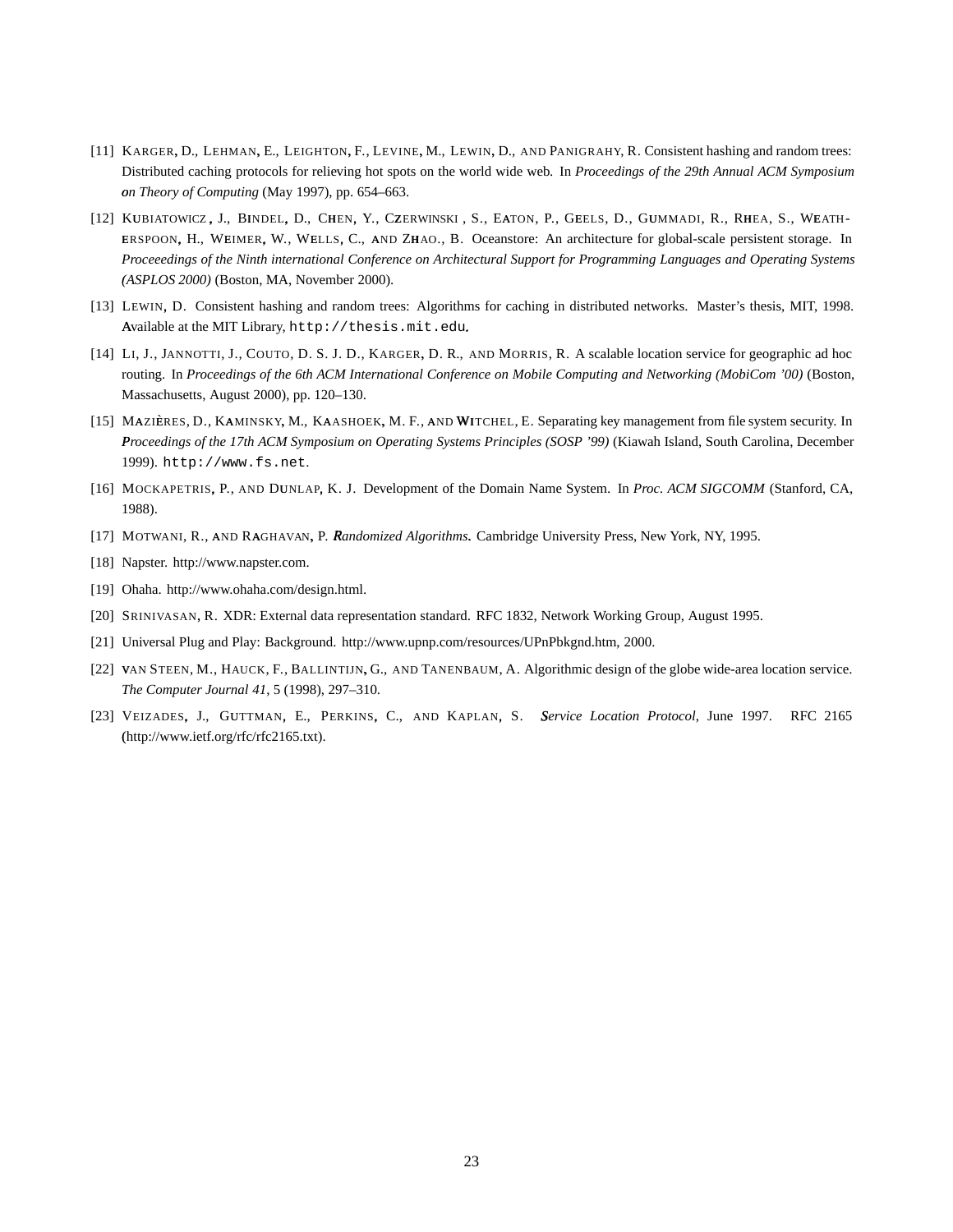[11] KARGER, D., LEHMAN, E., LEIGHTON, F., LEVINE, M., LEWIN, D., AND PANIGRAHY, R. Consistent hashing and random trees: Distributed caching protocols for relieving hot spots on the world wide web. In *Proceedings of the 29th Annual ACM Symposium on Theory of Computing* (May 1997), pp. 654–663.

[12] KUBIATOWICZ, J., BINDEL, D., CHEN, Y., CZERWINSKI, S., EATON, P., GEELS, D., GUMMADI, R., RHEA, S., WEATHERSPOON, H., WEIMER, W., WELLS, C., AND ZHAO., B. Oceanstore: An architecture for global-scale persistent storage. In *Proceeedings of the Ninth international Conference on Architectural Support for Programming Languages and Operating Systems (ASPLOS 2000)* (Boston, MA, November 2000).

[13] LEWIN, D. Consistent hashing and random trees: Algorithms for caching in distributed networks. Master's thesis, MIT, 1998. Available at the MIT Library, `http://thesis.mit.edu`.

[14] LI, J., JANNOTTI, J., COUTO, D. S. J. D., KARGER, D. R., AND MORRIS, R. A scalable location service for geographic ad hoc routing. In *Proceedings of the 6th ACM International Conference on Mobile Computing and Networking (MobiCom '00)* (Boston, Massachusetts, August 2000), pp. 120–130.

[15] MAZIÈRES, D., KAMINSKY, M., KAASHOEK, M. F., AND WITCHEL, E. Separating key management from file system security. In *Proceedings of the 17th ACM Symposium on Operating Systems Principles (SOSP '99)* (Kiawah Island, South Carolina, December 1999). `http://www.fs.net`.

[16] MOCKAPETRIS, P., AND DUNLAP, K. J. Development of the Domain Name System. In *Proc. ACM SIGCOMM* (Stanford, CA, 1988).

[17] MOTWANI, R., AND RAGHAVAN, P. *Randomized Algorithms*. Cambridge University Press, New York, NY, 1995.

[18] Napster. http://www.napster.com.

[19] Ohaha. http://www.ohaha.com/design.html.

[20] SRINIVASAN, R. XDR: External data representation standard. RFC 1832, Network Working Group, August 1995.

[21] Universal Plug and Play: Background. http://www.upnp.com/resources/UPnPbkgnd.htm, 2000.

[22] VAN STEEN, M., HAUCK, F., BALLINTIJN, G., AND TANENBAUM, A. Algorithmic design of the globe wide-area location service. *The Computer Journal 41*, 5 (1998), 297–310.

[23] VEIZADES, J., GUTTMAN, E., PERKINS, C., AND KAPLAN, S. *Service Location Protocol*, June 1997. RFC 2165 (http://www.ietf.org/rfc/rfc2165.txt).